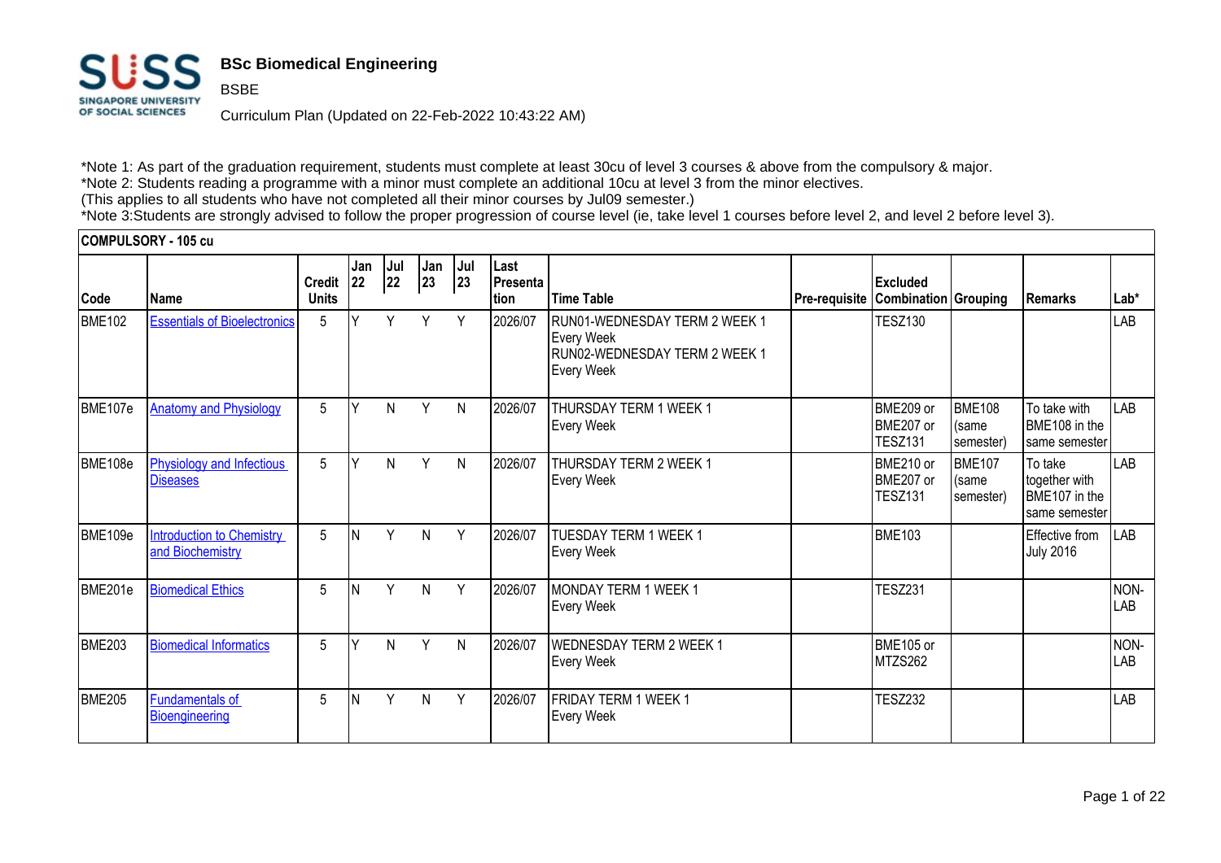**BSc Biomedical Engineering**

BSBE

Curriculum Plan (Updated on 22-Feb-2022 10:43:22 AM)

*Note 1: As part of the graduation requirement, students must complete at least 30cu of level 3 courses & above from the compulsory & major.
*Note 2: Students reading a programme with a minor must complete an additional 10cu at level 3 from the minor electives.
(This applies to all students who have not completed all their minor courses by Jul09 semester.)
*Note 3:Students are strongly advised to follow the proper progression of course level (ie, take level 1 courses before level 2, and level 2 before level 3).

**COMPULSORY - 105 cu**

| Code | Name | Credit Units | Jan 22 | Jul 22 | Jan 23 | Jul 23 | Last Presentation | Time Table | Pre-requisite | Excluded Combination | Grouping | Remarks | Lab* |
|---|---|---|---|---|---|---|---|---|---|---|---|---|---|
| BME102 | Essentials of Bioelectronics | 5 | Y | Y | Y | Y | 2026/07 | RUN01-WEDNESDAY TERM 2 WEEK 1 Every Week RUN02-WEDNESDAY TERM 2 WEEK 1 Every Week | | TESZ130 | | | LAB |
| BME107e | Anatomy and Physiology | 5 | Y | N | Y | N | 2026/07 | THURSDAY TERM 1 WEEK 1 Every Week | | BME209 or BME207 or TESZ131 | BME108 (same semester) | To take with BME108 in the same semester | LAB |
| BME108e | Physiology and Infectious Diseases | 5 | Y | N | Y | N | 2026/07 | THURSDAY TERM 2 WEEK 1 Every Week | | BME210 or BME207 or TESZ131 | BME107 (same semester) | To take together with BME107 in the same semester | LAB |
| BME109e | Introduction to Chemistry and Biochemistry | 5 | N | Y | N | Y | 2026/07 | TUESDAY TERM 1 WEEK 1 Every Week | | BME103 | | Effective from July 2016 | LAB |
| BME201e | Biomedical Ethics | 5 | N | Y | N | Y | 2026/07 | MONDAY TERM 1 WEEK 1 Every Week | | TESZ231 | | | NON-LAB |
| BME203 | Biomedical Informatics | 5 | Y | N | Y | N | 2026/07 | WEDNESDAY TERM 2 WEEK 1 Every Week | | BME105 or MTZS262 | | | NON-LAB |
| BME205 | Fundamentals of Bioengineering | 5 | N | Y | N | Y | 2026/07 | FRIDAY TERM 1 WEEK 1 Every Week | | TESZ232 | | | LAB |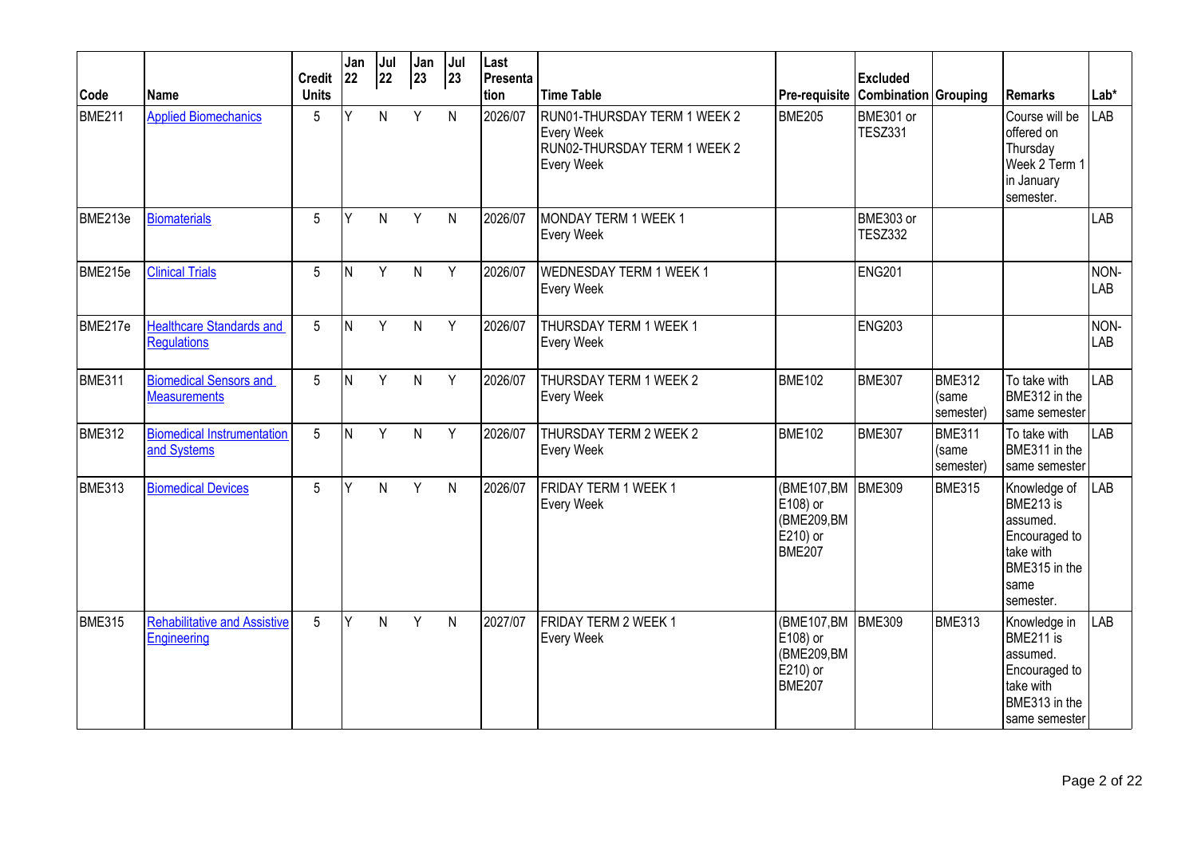| Code | Name | Credit Units | Jan 22 | Jul 22 | Jan 23 | Jul 23 | Last Presentation | Time Table | Pre-requisite | Excluded Combination | Grouping | Remarks | Lab* |
|---|---|---|---|---|---|---|---|---|---|---|---|---|---|
| BME211 | Applied Biomechanics | 5 | Y | N | Y | N | 2026/07 | RUN01-THURSDAY TERM 1 WEEK 2 Every Week RUN02-THURSDAY TERM 1 WEEK 2 Every Week | BME205 | BME301 or TESZ331 | | Course will be offered on Thursday Week 2 Term 1 in January semester. | LAB |
| BME213e | Biomaterials | 5 | Y | N | Y | N | 2026/07 | MONDAY TERM 1 WEEK 1 Every Week | | BME303 or TESZ332 | | | LAB |
| BME215e | Clinical Trials | 5 | N | Y | N | Y | 2026/07 | WEDNESDAY TERM 1 WEEK 1 Every Week | | ENG201 | | | NON-LAB |
| BME217e | Healthcare Standards and Regulations | 5 | N | Y | N | Y | 2026/07 | THURSDAY TERM 1 WEEK 1 Every Week | | ENG203 | | | NON-LAB |
| BME311 | Biomedical Sensors and Measurements | 5 | N | Y | N | Y | 2026/07 | THURSDAY TERM 1 WEEK 2 Every Week | BME102 | BME307 | BME312 (same semester) | To take with BME312 in the same semester | LAB |
| BME312 | Biomedical Instrumentation and Systems | 5 | N | Y | N | Y | 2026/07 | THURSDAY TERM 2 WEEK 2 Every Week | BME102 | BME307 | BME311 (same semester) | To take with BME311 in the same semester | LAB |
| BME313 | Biomedical Devices | 5 | Y | N | Y | N | 2026/07 | FRIDAY TERM 1 WEEK 1 Every Week | (BME107,BME108) or (BME209,BME210) or BME207 | BME309 | BME315 | Knowledge of BME213 is assumed. Encouraged to take with BME315 in the same semester. | LAB |
| BME315 | Rehabilitative and Assistive Engineering | 5 | Y | N | Y | N | 2027/07 | FRIDAY TERM 2 WEEK 1 Every Week | (BME107,BME108) or (BME209,BME210) or BME207 | BME309 | BME313 | Knowledge in BME211 is assumed. Encouraged to take with BME313 in the same semester | LAB |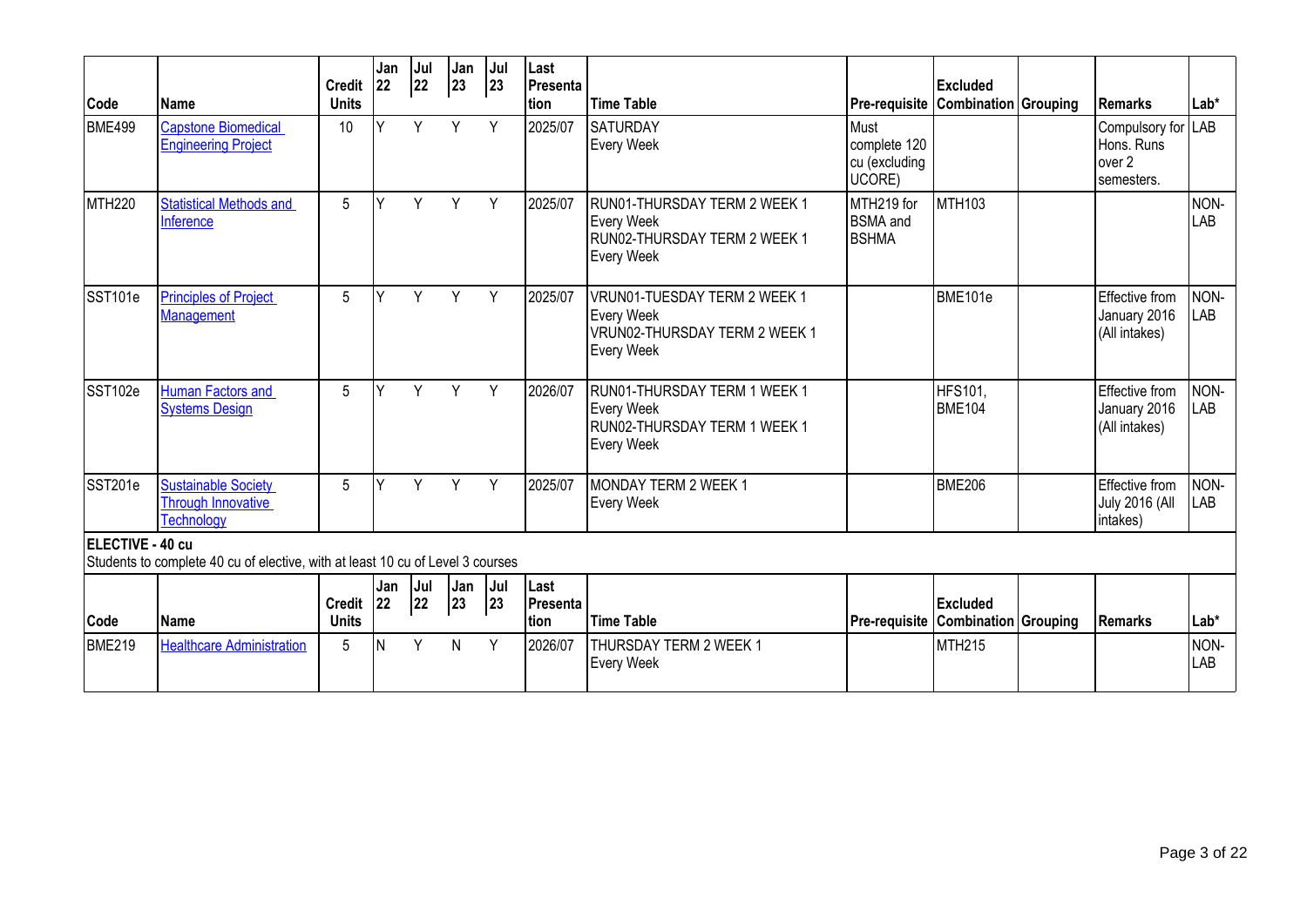| Code | Name | Credit Units | Jan 22 | Jul 22 | Jan 23 | Jul 23 | Last Presentation | Time Table | Pre-requisite | Excluded Combination | Grouping | Remarks | Lab* |
|---|---|---|---|---|---|---|---|---|---|---|---|---|---|
| BME499 | Capstone Biomedical Engineering Project | 10 | Y | Y | Y | Y | 2025/07 | SATURDAY<br>Every Week | Must complete 120 cu (excluding UCORE) | | | Compulsory for Hons. Runs over 2 semesters. | LAB |
| MTH220 | Statistical Methods and Inference | 5 | Y | Y | Y | Y | 2025/07 | RUN01-THURSDAY TERM 2 WEEK 1<br>Every Week<br>RUN02-THURSDAY TERM 2 WEEK 1<br>Every Week | MTH219 for BSMA and BSHMA | MTH103 | | | NON-LAB |
| SST101e | Principles of Project Management | 5 | Y | Y | Y | Y | 2025/07 | VRUN01-TUESDAY TERM 2 WEEK 1<br>Every Week<br>VRUN02-THURSDAY TERM 2 WEEK 1<br>Every Week | | BME101e | | Effective from January 2016 (All intakes) | NON-LAB |
| SST102e | Human Factors and Systems Design | 5 | Y | Y | Y | Y | 2026/07 | RUN01-THURSDAY TERM 1 WEEK 1<br>Every Week<br>RUN02-THURSDAY TERM 1 WEEK 1<br>Every Week | | HFS101, BME104 | | Effective from January 2016 (All intakes) | NON-LAB |
| SST201e | Sustainable Society Through Innovative Technology | 5 | Y | Y | Y | Y | 2025/07 | MONDAY TERM 2 WEEK 1<br>Every Week | | BME206 | | Effective from July 2016 (All intakes) | NON-LAB |

**ELECTIVE - 40 cu**

Students to complete 40 cu of elective, with at least 10 cu of Level 3 courses

| Code | Name | Credit Units | Jan 22 | Jul 22 | Jan 23 | Jul 23 | Last Presentation | Time Table | Pre-requisite | Excluded Combination | Grouping | Remarks | Lab* |
|---|---|---|---|---|---|---|---|---|---|---|---|---|---|
| BME219 | Healthcare Administration | 5 | N | Y | N | Y | 2026/07 | THURSDAY TERM 2 WEEK 1<br>Every Week | | MTH215 | | | NON-LAB |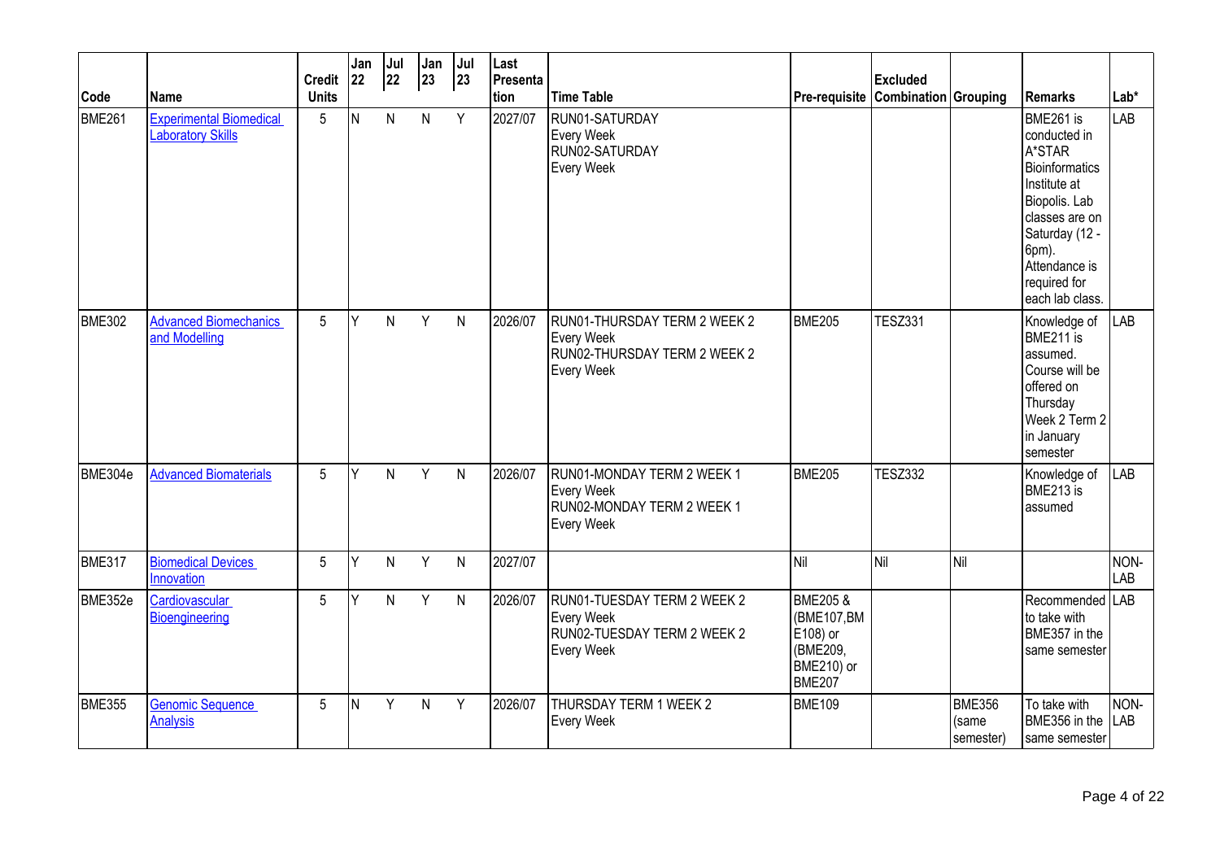| Code | Name | Credit Units | Jan 22 | Jul 22 | Jan 23 | Jul 23 | Last Presentation | Time Table | Pre-requisite | Excluded Combination | Grouping | Remarks | Lab* |
|---|---|---|---|---|---|---|---|---|---|---|---|---|---|
| BME261 | Experimental Biomedical Laboratory Skills | 5 | N | N | N | Y | 2027/07 | RUN01-SATURDAY Every Week RUN02-SATURDAY Every Week | | | | BME261 is conducted in A*STAR Bioinformatics Institute at Biopolis. Lab classes are on Saturday (12 - 6pm). Attendance is required for each lab class. | LAB |
| BME302 | Advanced Biomechanics and Modelling | 5 | Y | N | Y | N | 2026/07 | RUN01-THURSDAY TERM 2 WEEK 2 Every Week RUN02-THURSDAY TERM 2 WEEK 2 Every Week | BME205 | TESZ331 | | Knowledge of BME211 is assumed. Course will be offered on Thursday Week 2 Term 2 in January semester | LAB |
| BME304e | Advanced Biomaterials | 5 | Y | N | Y | N | 2026/07 | RUN01-MONDAY TERM 2 WEEK 1 Every Week RUN02-MONDAY TERM 2 WEEK 1 Every Week | BME205 | TESZ332 | | Knowledge of BME213 is assumed | LAB |
| BME317 | Biomedical Devices Innovation | 5 | Y | N | Y | N | 2027/07 | | Nil | Nil | Nil | | NON-LAB |
| BME352e | Cardiovascular Bioengineering | 5 | Y | N | Y | N | 2026/07 | RUN01-TUESDAY TERM 2 WEEK 2 Every Week RUN02-TUESDAY TERM 2 WEEK 2 Every Week | BME205 & (BME107,BME108) or (BME209, BME210) or BME207 | | | Recommended to take with BME357 in the same semester | LAB |
| BME355 | Genomic Sequence Analysis | 5 | N | Y | N | Y | 2026/07 | THURSDAY TERM 1 WEEK 2 Every Week | BME109 | | BME356 (same semester) | To take with BME356 in the same semester | NON-LAB |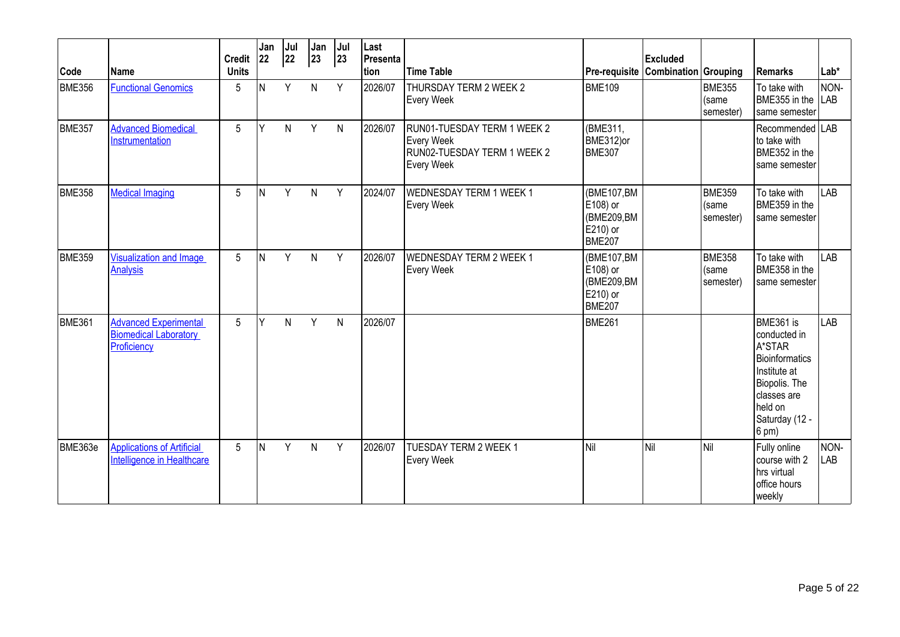| Code | Name | Credit Units | Jan 22 | Jul 22 | Jan 23 | Jul 23 | Last Presentation | Time Table | Pre-requisite | Excluded Combination | Grouping | Remarks | Lab* |
|---|---|---|---|---|---|---|---|---|---|---|---|---|---|
| BME356 | Functional Genomics | 5 | N | Y | N | Y | 2026/07 | THURSDAY TERM 2 WEEK 2 Every Week | BME109 | | BME355 (same semester) | To take with BME355 in the same semester | NON-LAB |
| BME357 | Advanced Biomedical Instrumentation | 5 | Y | N | Y | N | 2026/07 | RUN01-TUESDAY TERM 1 WEEK 2 Every Week RUN02-TUESDAY TERM 1 WEEK 2 Every Week | (BME311, BME312)or BME307 | | | Recommended to take with BME352 in the same semester | LAB |
| BME358 | Medical Imaging | 5 | N | Y | N | Y | 2024/07 | WEDNESDAY TERM 1 WEEK 1 Every Week | (BME107,BME108) or (BME209,BME210) or BME207 | | BME359 (same semester) | To take with BME359 in the same semester | LAB |
| BME359 | Visualization and Image Analysis | 5 | N | Y | N | Y | 2026/07 | WEDNESDAY TERM 2 WEEK 1 Every Week | (BME107,BME108) or (BME209,BME210) or BME207 | | BME358 (same semester) | To take with BME358 in the same semester | LAB |
| BME361 | Advanced Experimental Biomedical Laboratory Proficiency | 5 | Y | N | Y | N | 2026/07 | | BME261 | | | BME361 is conducted in A*STAR Bioinformatics Institute at Biopolis. The classes are held on Saturday (12 - 6 pm) | LAB |
| BME363e | Applications of Artificial Intelligence in Healthcare | 5 | N | Y | N | Y | 2026/07 | TUESDAY TERM 2 WEEK 1 Every Week | Nil | Nil | Nil | Fully online course with 2 hrs virtual office hours weekly | NON-LAB |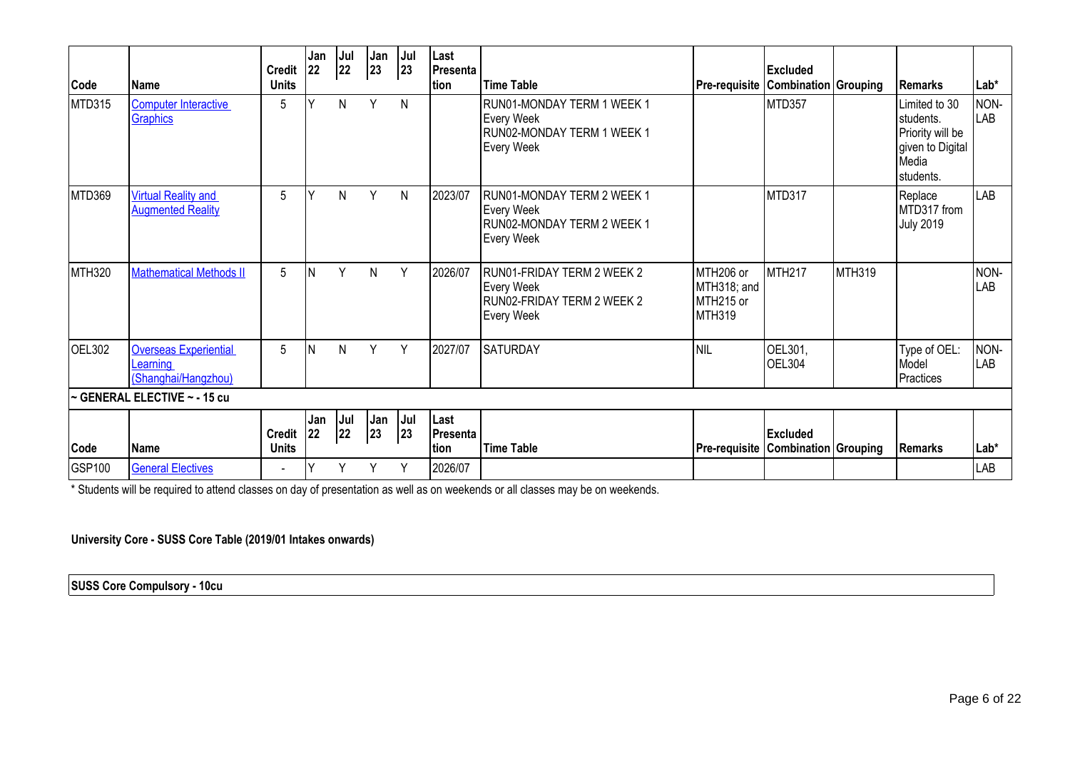| Code | Name | Credit Units | Jan 22 | Jul 22 | Jan 23 | Jul 23 | Last Presentation | Time Table | Pre-requisite | Excluded Combination | Grouping | Remarks | Lab* |
|---|---|---|---|---|---|---|---|---|---|---|---|---|---|
| MTD315 | Computer Interactive Graphics | 5 | Y | N | Y | N | | RUN01-MONDAY TERM 1 WEEK 1 Every Week RUN02-MONDAY TERM 1 WEEK 1 Every Week | | MTD357 | | Limited to 30 students. Priority will be given to Digital Media students. | NON-LAB |
| MTD369 | Virtual Reality and Augmented Reality | 5 | Y | N | Y | N | 2023/07 | RUN01-MONDAY TERM 2 WEEK 1 Every Week RUN02-MONDAY TERM 2 WEEK 1 Every Week | | MTD317 | | Replace MTD317 from July 2019 | LAB |
| MTH320 | Mathematical Methods II | 5 | N | Y | N | Y | 2026/07 | RUN01-FRIDAY TERM 2 WEEK 2 Every Week RUN02-FRIDAY TERM 2 WEEK 2 Every Week | MTH206 or MTH318; and MTH215 or MTH319 | MTH217 | MTH319 | | NON-LAB |
| OEL302 | Overseas Experiential Learning (Shanghai/Hangzhou) | 5 | N | N | Y | Y | 2027/07 | SATURDAY | NIL | OEL301, OEL304 | | Type of OEL: Model Practices | NON-LAB |

**~ GENERAL ELECTIVE ~ - 15 cu**

| Code | Name | Credit Units | Jan 22 | Jul 22 | Jan 23 | Jul 23 | Last Presentation | Time Table | Pre-requisite | Excluded Combination | Grouping | Remarks | Lab* |
|---|---|---|---|---|---|---|---|---|---|---|---|---|---|
| GSP100 | General Electives | - | Y | Y | Y | Y | 2026/07 | | | | | | LAB |

* Students will be required to attend classes on day of presentation as well as on weekends or all classes may be on weekends.

**University Core - SUSS Core Table (2019/01 Intakes onwards)**

**SUSS Core Compulsory - 10cu**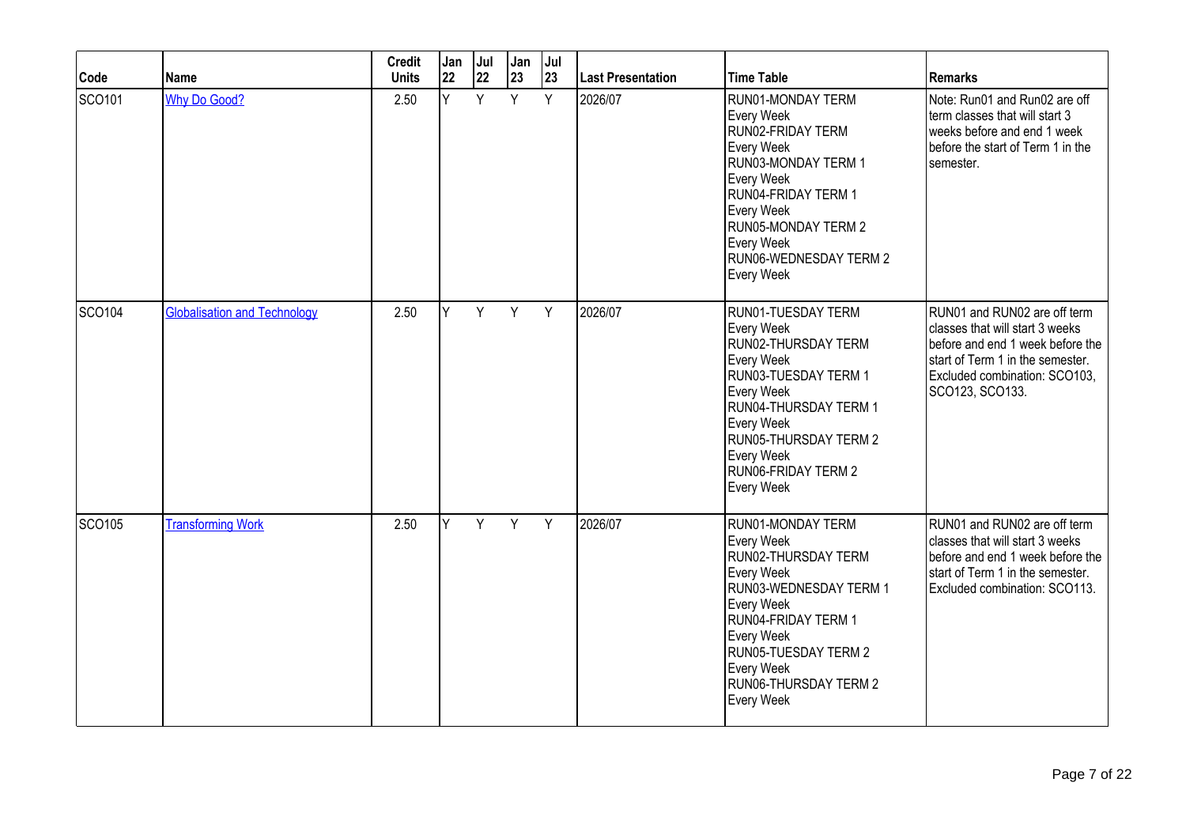| Code | Name | Credit Units | Jan 22 | Jul 22 | Jan 23 | Jul 23 | Last Presentation | Time Table | Remarks |
|---|---|---|---|---|---|---|---|---|---|
| SCO101 | Why Do Good? | 2.50 | Y | Y | Y | Y | 2026/07 | RUN01-MONDAY TERM Every Week RUN02-FRIDAY TERM Every Week RUN03-MONDAY TERM 1 Every Week RUN04-FRIDAY TERM 1 Every Week RUN05-MONDAY TERM 2 Every Week RUN06-WEDNESDAY TERM 2 Every Week | Note: Run01 and Run02 are off term classes that will start 3 weeks before and end 1 week before the start of Term 1 in the semester. |
| SCO104 | Globalisation and Technology | 2.50 | Y | Y | Y | Y | 2026/07 | RUN01-TUESDAY TERM Every Week RUN02-THURSDAY TERM Every Week RUN03-TUESDAY TERM 1 Every Week RUN04-THURSDAY TERM 1 Every Week RUN05-THURSDAY TERM 2 Every Week RUN06-FRIDAY TERM 2 Every Week | RUN01 and RUN02 are off term classes that will start 3 weeks before and end 1 week before the start of Term 1 in the semester. Excluded combination: SCO103, SCO123, SCO133. |
| SCO105 | Transforming Work | 2.50 | Y | Y | Y | Y | 2026/07 | RUN01-MONDAY TERM Every Week RUN02-THURSDAY TERM Every Week RUN03-WEDNESDAY TERM 1 Every Week RUN04-FRIDAY TERM 1 Every Week RUN05-TUESDAY TERM 2 Every Week RUN06-THURSDAY TERM 2 Every Week | RUN01 and RUN02 are off term classes that will start 3 weeks before and end 1 week before the start of Term 1 in the semester. Excluded combination: SCO113. |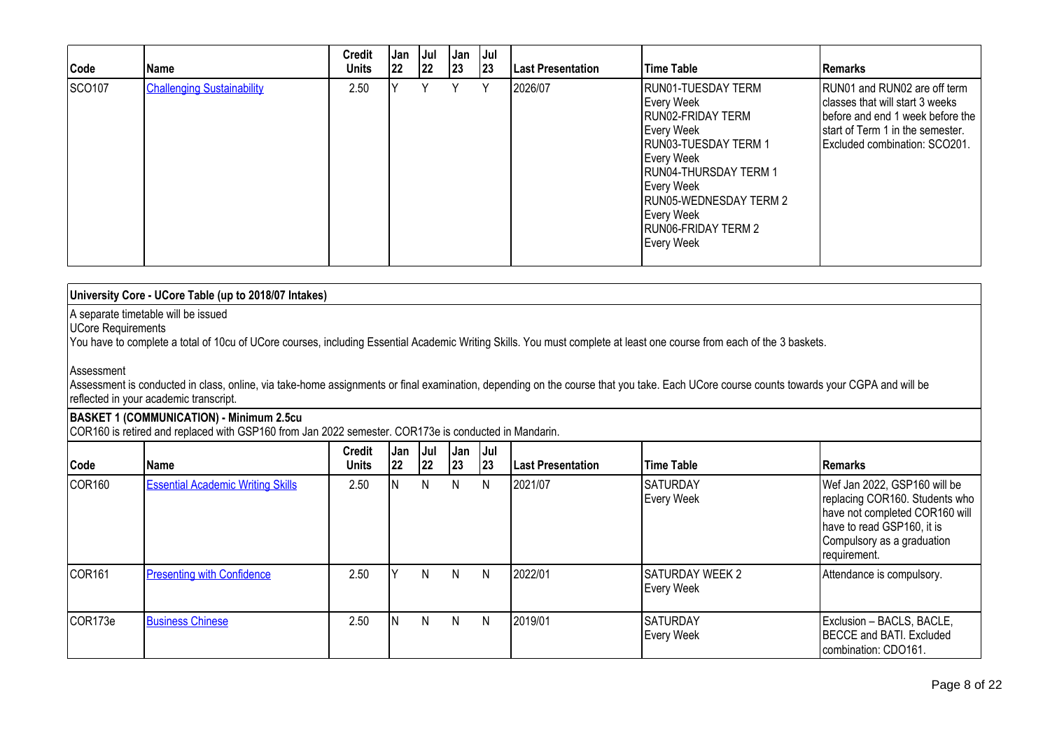| Code | Name | Credit Units | Jan 22 | Jul 22 | Jan 23 | Jul 23 | Last Presentation | Time Table | Remarks |
|---|---|---|---|---|---|---|---|---|---|
| SCO107 | Challenging Sustainability | 2.50 | Y | Y | Y | Y | 2026/07 | RUN01-TUESDAY TERM Every Week RUN02-FRIDAY TERM Every Week RUN03-TUESDAY TERM 1 Every Week RUN04-THURSDAY TERM 1 Every Week RUN05-WEDNESDAY TERM 2 Every Week RUN06-FRIDAY TERM 2 Every Week | RUN01 and RUN02 are off term classes that will start 3 weeks before and end 1 week before the start of Term 1 in the semester. Excluded combination: SCO201. |

**University Core - UCore Table (up to 2018/07 Intakes)**

A separate timetable will be issued

UCore Requirements

You have to complete a total of 10cu of UCore courses, including Essential Academic Writing Skills. You must complete at least one course from each of the 3 baskets.

Assessment

Assessment is conducted in class, online, via take-home assignments or final examination, depending on the course that you take. Each UCore course counts towards your CGPA and will be reflected in your academic transcript.

**BASKET 1 (COMMUNICATION) - Minimum 2.5cu**

COR160 is retired and replaced with GSP160 from Jan 2022 semester. COR173e is conducted in Mandarin.

| Code | Name | Credit Units | Jan 22 | Jul 22 | Jan 23 | Jul 23 | Last Presentation | Time Table | Remarks |
|---|---|---|---|---|---|---|---|---|---|
| COR160 | Essential Academic Writing Skills | 2.50 | N | N | N | N | 2021/07 | SATURDAY Every Week | Wef Jan 2022, GSP160 will be replacing COR160. Students who have not completed COR160 will have to read GSP160, it is Compulsory as a graduation requirement. |
| COR161 | Presenting with Confidence | 2.50 | Y | N | N | N | 2022/01 | SATURDAY WEEK 2 Every Week | Attendance is compulsory. |
| COR173e | Business Chinese | 2.50 | N | N | N | N | 2019/01 | SATURDAY Every Week | Exclusion – BACLS, BACLE, BECCE and BATI. Excluded combination: CDO161. |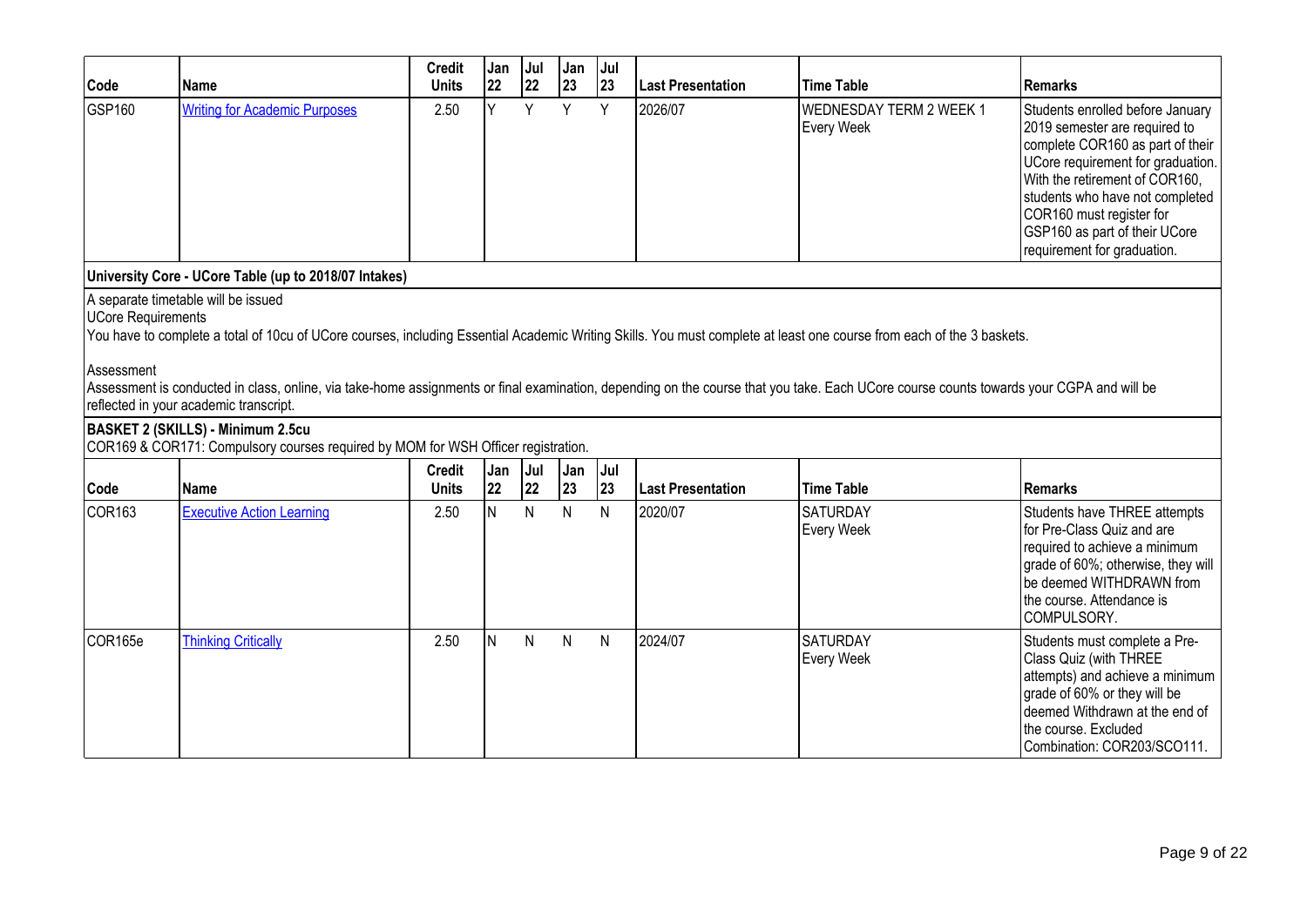| Code | Name | Credit Units | Jan 22 | Jul 22 | Jan 23 | Jul 23 | Last Presentation | Time Table | Remarks |
|---|---|---|---|---|---|---|---|---|---|
| GSP160 | Writing for Academic Purposes | 2.50 | Y | Y | Y | Y | 2026/07 | WEDNESDAY TERM 2 WEEK 1 Every Week | Students enrolled before January 2019 semester are required to complete COR160 as part of their UCore requirement for graduation. With the retirement of COR160, students who have not completed COR160 must register for GSP160 as part of their UCore requirement for graduation. |

**University Core - UCore Table (up to 2018/07 Intakes)**

A separate timetable will be issued

UCore Requirements

You have to complete a total of 10cu of UCore courses, including Essential Academic Writing Skills. You must complete at least one course from each of the 3 baskets.

Assessment

Assessment is conducted in class, online, via take-home assignments or final examination, depending on the course that you take. Each UCore course counts towards your CGPA and will be reflected in your academic transcript.

**BASKET 2 (SKILLS) - Minimum 2.5cu**

COR169 & COR171: Compulsory courses required by MOM for WSH Officer registration.

| Code | Name | Credit Units | Jan 22 | Jul 22 | Jan 23 | Jul 23 | Last Presentation | Time Table | Remarks |
|---|---|---|---|---|---|---|---|---|---|
| COR163 | Executive Action Learning | 2.50 | N | N | N | N | 2020/07 | SATURDAY Every Week | Students have THREE attempts for Pre-Class Quiz and are required to achieve a minimum grade of 60%; otherwise, they will be deemed WITHDRAWN from the course. Attendance is COMPULSORY. |
| COR165e | Thinking Critically | 2.50 | N | N | N | N | 2024/07 | SATURDAY Every Week | Students must complete a Pre-Class Quiz (with THREE attempts) and achieve a minimum grade of 60% or they will be deemed Withdrawn at the end of the course. Excluded Combination: COR203/SCO111. |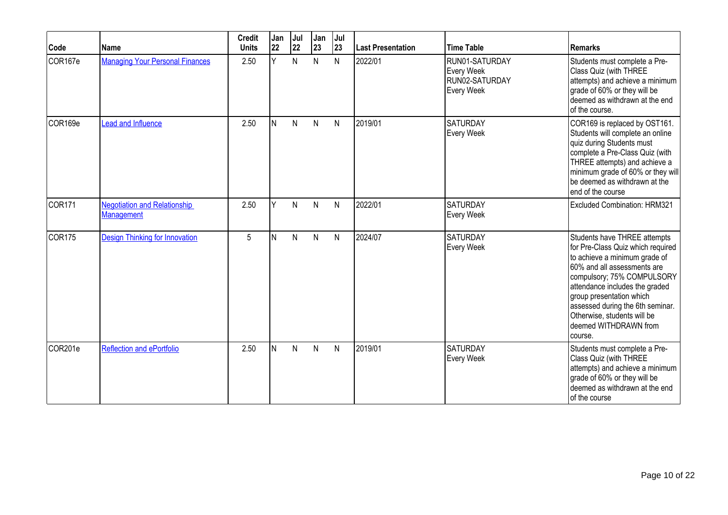| Code | Name | Credit Units | Jan 22 | Jul 22 | Jan 23 | Jul 23 | Last Presentation | Time Table | Remarks |
|---|---|---|---|---|---|---|---|---|---|
| COR167e | Managing Your Personal Finances | 2.50 | Y | N | N | N | 2022/01 | RUN01-SATURDAY Every Week RUN02-SATURDAY Every Week | Students must complete a Pre-Class Quiz (with THREE attempts) and achieve a minimum grade of 60% or they will be deemed as withdrawn at the end of the course. |
| COR169e | Lead and Influence | 2.50 | N | N | N | N | 2019/01 | SATURDAY Every Week | COR169 is replaced by OST161. Students will complete an online quiz during Students must complete a Pre-Class Quiz (with THREE attempts) and achieve a minimum grade of 60% or they will be deemed as withdrawn at the end of the course |
| COR171 | Negotiation and Relationship Management | 2.50 | Y | N | N | N | 2022/01 | SATURDAY Every Week | Excluded Combination: HRM321 |
| COR175 | Design Thinking for Innovation | 5 | N | N | N | N | 2024/07 | SATURDAY Every Week | Students have THREE attempts for Pre-Class Quiz which required to achieve a minimum grade of 60% and all assessments are compulsory; 75% COMPULSORY attendance includes the graded group presentation which assessed during the 6th seminar. Otherwise, students will be deemed WITHDRAWN from course. |
| COR201e | Reflection and ePortfolio | 2.50 | N | N | N | N | 2019/01 | SATURDAY Every Week | Students must complete a Pre-Class Quiz (with THREE attempts) and achieve a minimum grade of 60% or they will be deemed as withdrawn at the end of the course |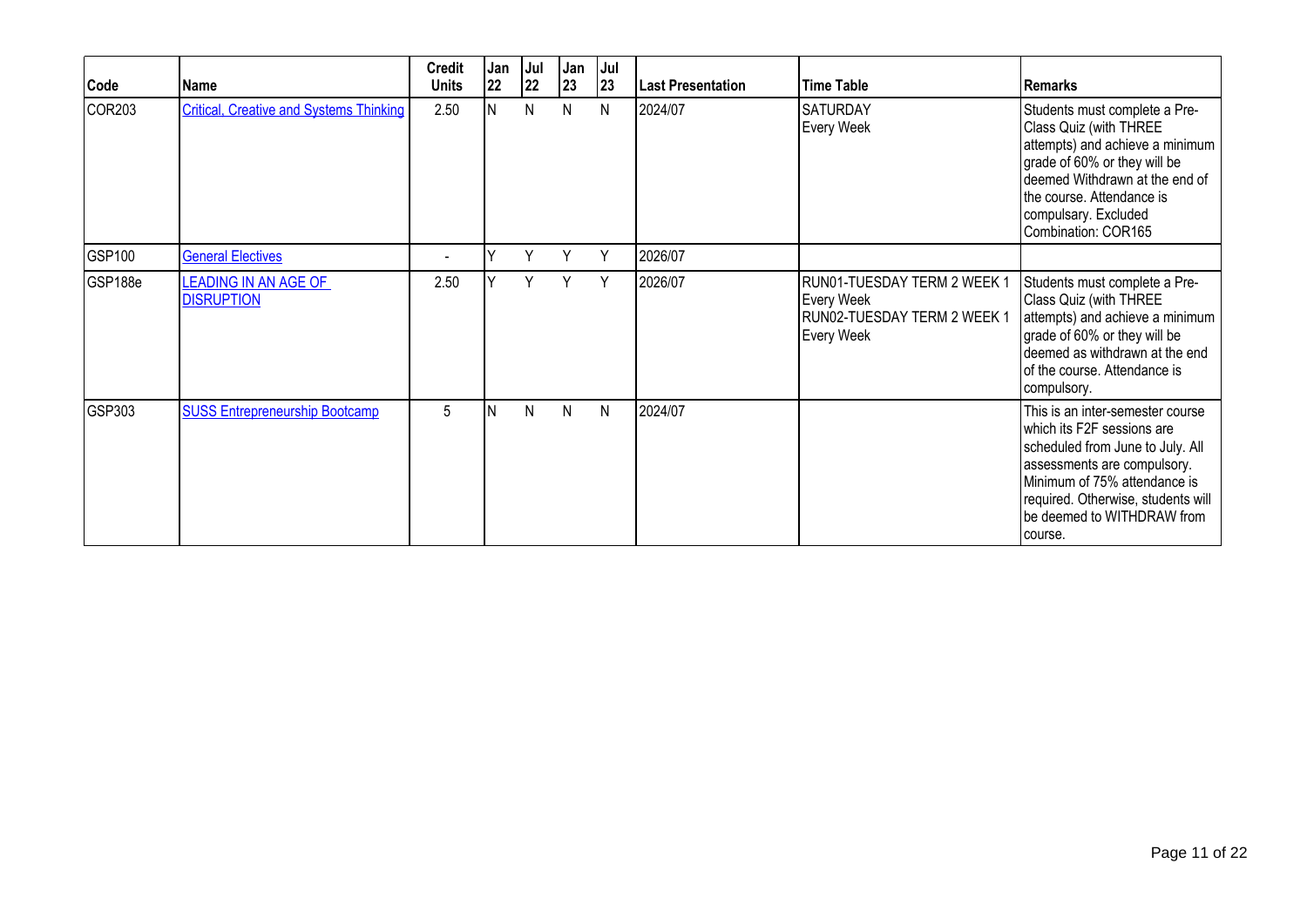| Code | Name | Credit Units | Jan 22 | Jul 22 | Jan 23 | Jul 23 | Last Presentation | Time Table | Remarks |
|---|---|---|---|---|---|---|---|---|---|
| COR203 | Critical, Creative and Systems Thinking | 2.50 | N | N | N | N | 2024/07 | SATURDAY Every Week | Students must complete a Pre-Class Quiz (with THREE attempts) and achieve a minimum grade of 60% or they will be deemed Withdrawn at the end of the course. Attendance is compulsary. Excluded Combination: COR165 |
| GSP100 | General Electives | - | Y | Y | Y | Y | 2026/07 | | |
| GSP188e | LEADING IN AN AGE OF DISRUPTION | 2.50 | Y | Y | Y | Y | 2026/07 | RUN01-TUESDAY TERM 2 WEEK 1 Every Week RUN02-TUESDAY TERM 2 WEEK 1 Every Week | Students must complete a Pre-Class Quiz (with THREE attempts) and achieve a minimum grade of 60% or they will be deemed as withdrawn at the end of the course. Attendance is compulsory. |
| GSP303 | SUSS Entrepreneurship Bootcamp | 5 | N | N | N | N | 2024/07 | | This is an inter-semester course which its F2F sessions are scheduled from June to July. All assessments are compulsory. Minimum of 75% attendance is required. Otherwise, students will be deemed to WITHDRAW from course. |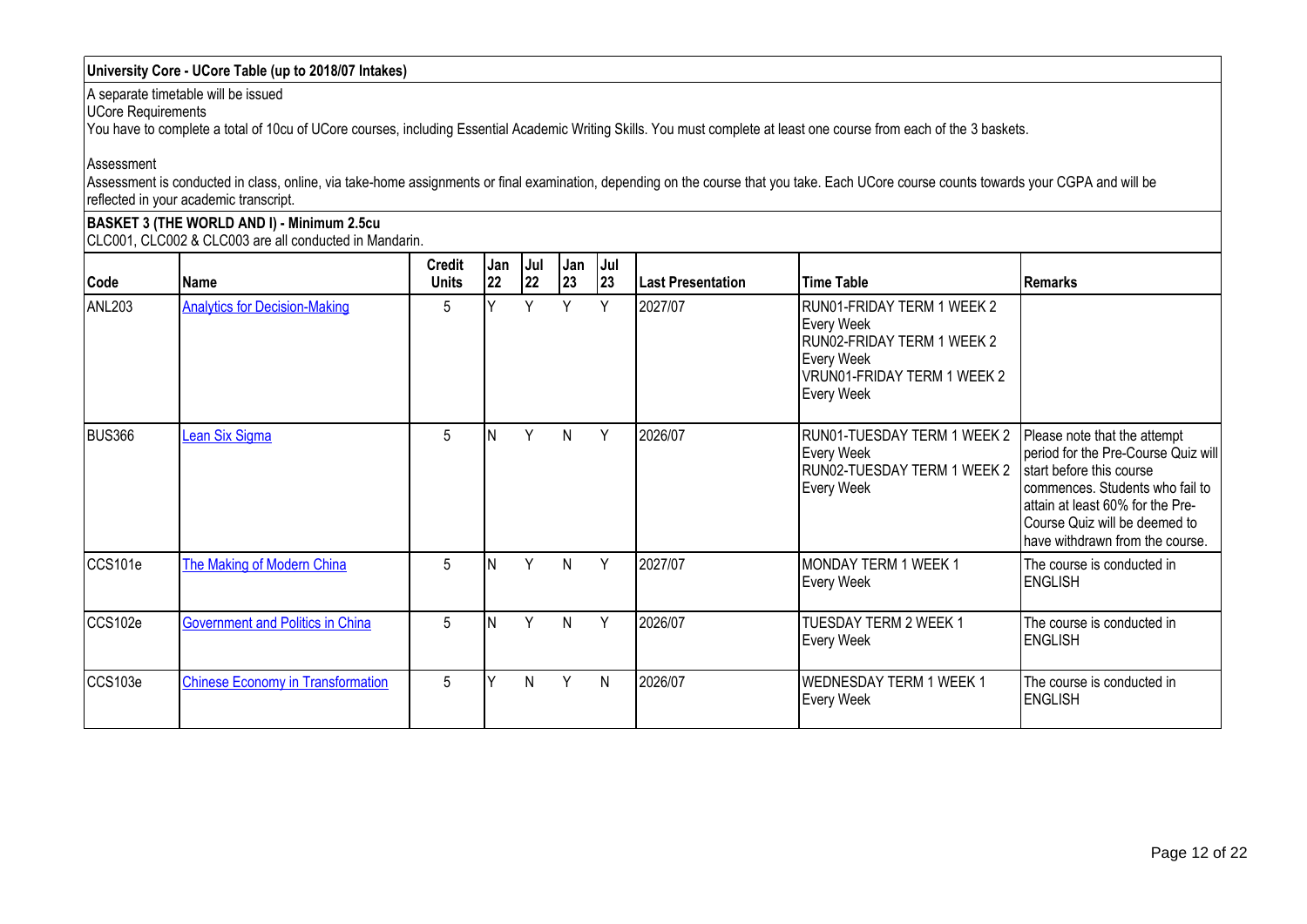## University Core - UCore Table (up to 2018/07 Intakes)

A separate timetable will be issued

UCore Requirements

You have to complete a total of 10cu of UCore courses, including Essential Academic Writing Skills. You must complete at least one course from each of the 3 baskets.

Assessment

Assessment is conducted in class, online, via take-home assignments or final examination, depending on the course that you take. Each UCore course counts towards your CGPA and will be reflected in your academic transcript.

### BASKET 3 (THE WORLD AND I) - Minimum 2.5cu

CLC001, CLC002 & CLC003 are all conducted in Mandarin.

| Code | Name | Credit Units | Jan 22 | Jul 22 | Jan 23 | Jul 23 | Last Presentation | Time Table | Remarks |
|---|---|---|---|---|---|---|---|---|---|
| ANL203 | Analytics for Decision-Making | 5 | Y | Y | Y | Y | 2027/07 | RUN01-FRIDAY TERM 1 WEEK 2 Every Week RUN02-FRIDAY TERM 1 WEEK 2 Every Week VRUN01-FRIDAY TERM 1 WEEK 2 Every Week | |
| BUS366 | Lean Six Sigma | 5 | N | Y | N | Y | 2026/07 | RUN01-TUESDAY TERM 1 WEEK 2 Every Week RUN02-TUESDAY TERM 1 WEEK 2 Every Week | Please note that the attempt period for the Pre-Course Quiz will start before this course commences. Students who fail to attain at least 60% for the Pre-Course Quiz will be deemed to have withdrawn from the course. |
| CCS101e | The Making of Modern China | 5 | N | Y | N | Y | 2027/07 | MONDAY TERM 1 WEEK 1 Every Week | The course is conducted in ENGLISH |
| CCS102e | Government and Politics in China | 5 | N | Y | N | Y | 2026/07 | TUESDAY TERM 2 WEEK 1 Every Week | The course is conducted in ENGLISH |
| CCS103e | Chinese Economy in Transformation | 5 | Y | N | Y | N | 2026/07 | WEDNESDAY TERM 1 WEEK 1 Every Week | The course is conducted in ENGLISH |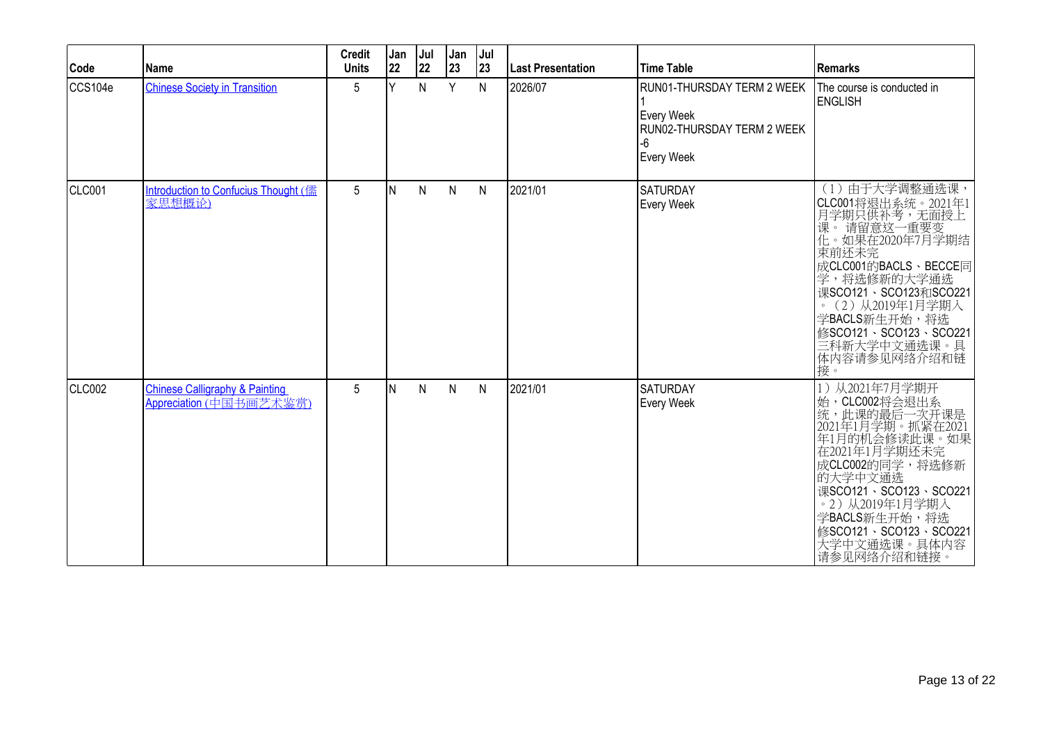| Code | Name | Credit Units | Jan 22 | Jul 22 | Jan 23 | Jul 23 | Last Presentation | Time Table | Remarks |
|---|---|---|---|---|---|---|---|---|---|
| CCS104e | Chinese Society in Transition | 5 | Y | N | Y | N | 2026/07 | RUN01-THURSDAY TERM 2 WEEK 1<br>Every Week<br>RUN02-THURSDAY TERM 2 WEEK -6<br>Every Week | The course is conducted in ENGLISH |
| CLC001 | Introduction to Confucius Thought (儒家思想概论) | 5 | N | N | N | N | 2021/01 | SATURDAY<br>Every Week | （1）由于大学调整通选课，CLC001将退出系统。2021年1月学期只供补考，无面授上课。 请留意这一重要变化。如果在2020年7月学期结束前还未完成CLC001的BACLS、BECCE同学，将选修新的大学通选课SCO121、SCO123和SCO221。（2）从2019年1月学期入学BACLS新生开始，将选修SCO121、SCO123、SCO221三科新大学中文通选课。具体内容请参见网络介绍和链接。 |
| CLC002 | Chinese Calligraphy & Painting Appreciation (中国书画艺术鉴赏) | 5 | N | N | N | N | 2021/01 | SATURDAY<br>Every Week | 1）从2021年7月学期开始，CLC002将会退出系统，此课的最后一次开课是2021年1月学期。抓紧在2021年1月的机会修读此课。如果在2021年1月学期还未完成CLC002的同学，将选修新的大学中文通选课SCO121、SCO123、SCO221。2）从2019年1月学期入学BACLS新生开始，将选修SCO121、SCO123、SCO221大学中文通选课。具体内容请参见网络介绍和链接。 |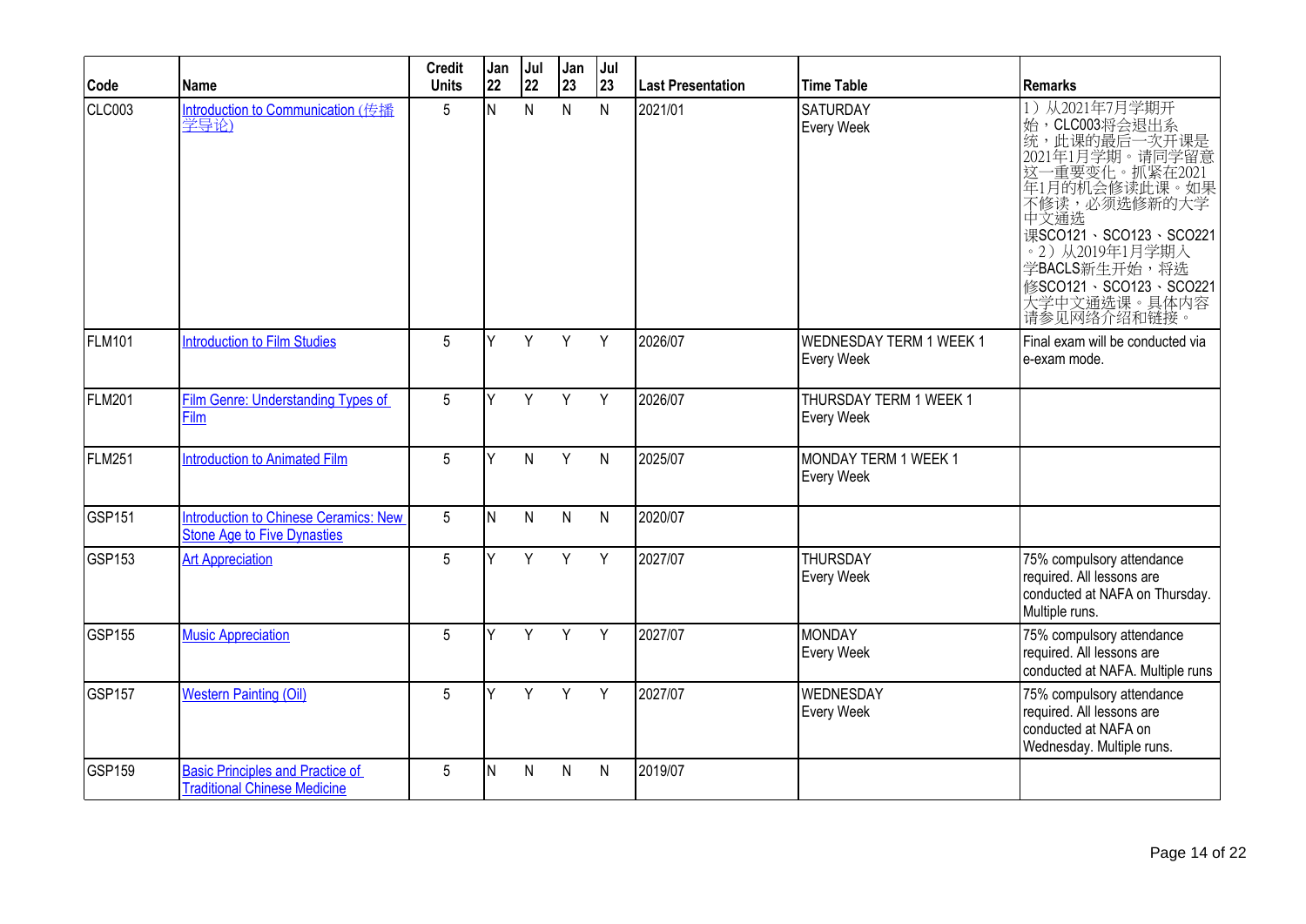| Code | Name | Credit Units | Jan 22 | Jul 22 | Jan 23 | Jul 23 | Last Presentation | Time Table | Remarks |
|---|---|---|---|---|---|---|---|---|---|
| CLC003 | Introduction to Communication (传播学导论) | 5 | N | N | N | N | 2021/01 | SATURDAY Every Week | 1）从2021年7月学期开始，CLC003将会退出系统，此课的最后一次开课是2021年1月学期。请同学留意这一重要变化。抓紧在2021年1月的机会修读此课。如果不修读，必须选修新的大学中文通选课SCO121、SCO123、SCO221。2）从2019年1月学期入学BACLS新生开始，将选修SCO121、SCO123、SCO221大学中文通选课。具体内容请参见网络介绍和链接。 |
| FLM101 | Introduction to Film Studies | 5 | Y | Y | Y | Y | 2026/07 | WEDNESDAY TERM 1 WEEK 1 Every Week | Final exam will be conducted via e-exam mode. |
| FLM201 | Film Genre: Understanding Types of Film | 5 | Y | Y | Y | Y | 2026/07 | THURSDAY TERM 1 WEEK 1 Every Week | |
| FLM251 | Introduction to Animated Film | 5 | Y | N | Y | N | 2025/07 | MONDAY TERM 1 WEEK 1 Every Week | |
| GSP151 | Introduction to Chinese Ceramics: New Stone Age to Five Dynasties | 5 | N | N | N | N | 2020/07 | | |
| GSP153 | Art Appreciation | 5 | Y | Y | Y | Y | 2027/07 | THURSDAY Every Week | 75% compulsory attendance required. All lessons are conducted at NAFA on Thursday. Multiple runs. |
| GSP155 | Music Appreciation | 5 | Y | Y | Y | Y | 2027/07 | MONDAY Every Week | 75% compulsory attendance required. All lessons are conducted at NAFA. Multiple runs |
| GSP157 | Western Painting (Oil) | 5 | Y | Y | Y | Y | 2027/07 | WEDNESDAY Every Week | 75% compulsory attendance required. All lessons are conducted at NAFA on Wednesday. Multiple runs. |
| GSP159 | Basic Principles and Practice of Traditional Chinese Medicine | 5 | N | N | N | N | 2019/07 | | |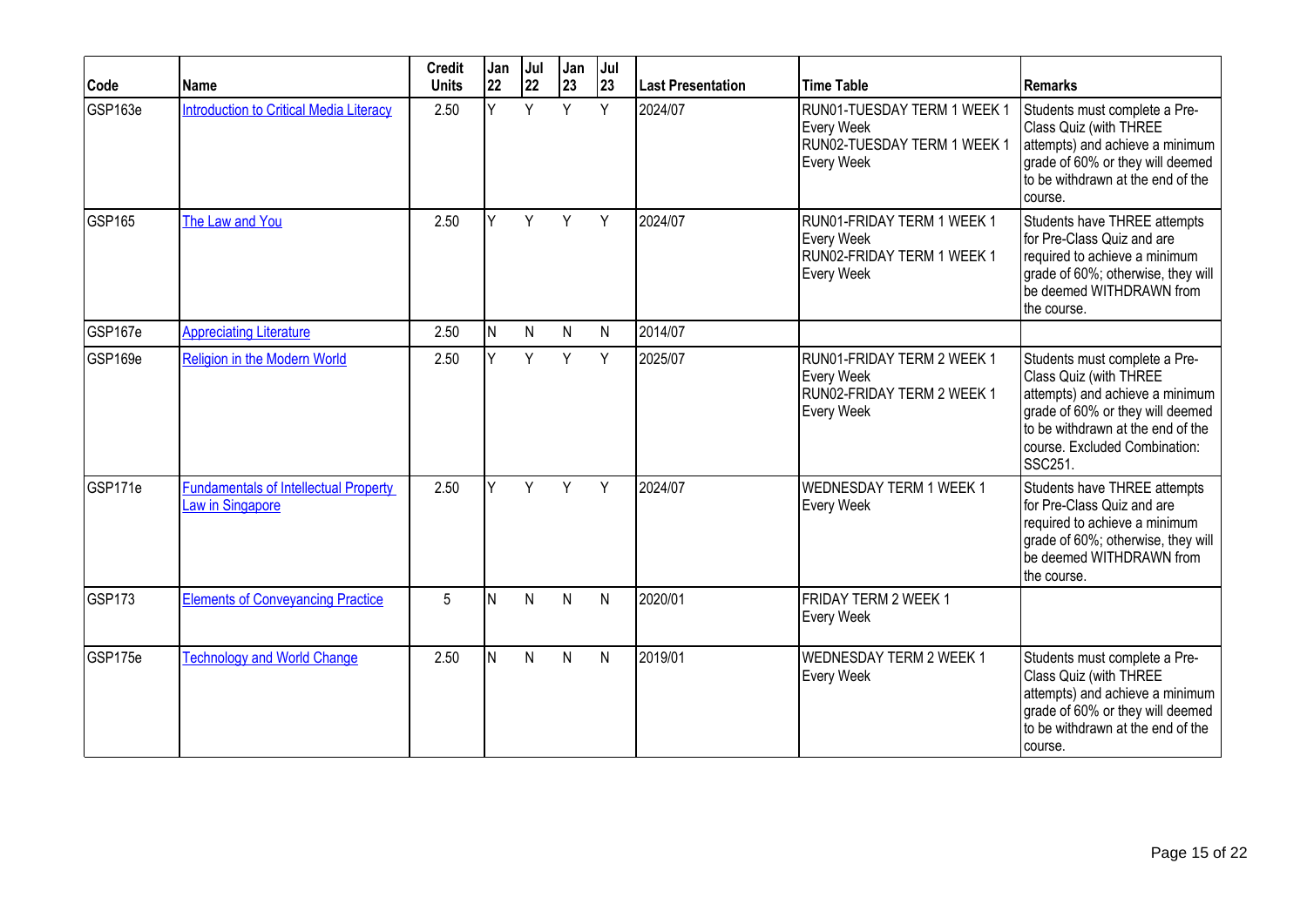| Code | Name | Credit Units | Jan 22 | Jul 22 | Jan 23 | Jul 23 | Last Presentation | Time Table | Remarks |
|---|---|---|---|---|---|---|---|---|---|
| GSP163e | Introduction to Critical Media Literacy | 2.50 | Y | Y | Y | Y | 2024/07 | RUN01-TUESDAY TERM 1 WEEK 1 Every Week RUN02-TUESDAY TERM 1 WEEK 1 Every Week | Students must complete a Pre-Class Quiz (with THREE attempts) and achieve a minimum grade of 60% or they will deemed to be withdrawn at the end of the course. |
| GSP165 | The Law and You | 2.50 | Y | Y | Y | Y | 2024/07 | RUN01-FRIDAY TERM 1 WEEK 1 Every Week RUN02-FRIDAY TERM 1 WEEK 1 Every Week | Students have THREE attempts for Pre-Class Quiz and are required to achieve a minimum grade of 60%; otherwise, they will be deemed WITHDRAWN from the course. |
| GSP167e | Appreciating Literature | 2.50 | N | N | N | N | 2014/07 | | |
| GSP169e | Religion in the Modern World | 2.50 | Y | Y | Y | Y | 2025/07 | RUN01-FRIDAY TERM 2 WEEK 1 Every Week RUN02-FRIDAY TERM 2 WEEK 1 Every Week | Students must complete a Pre-Class Quiz (with THREE attempts) and achieve a minimum grade of 60% or they will deemed to be withdrawn at the end of the course. Excluded Combination: SSC251. |
| GSP171e | Fundamentals of Intellectual Property Law in Singapore | 2.50 | Y | Y | Y | Y | 2024/07 | WEDNESDAY TERM 1 WEEK 1 Every Week | Students have THREE attempts for Pre-Class Quiz and are required to achieve a minimum grade of 60%; otherwise, they will be deemed WITHDRAWN from the course. |
| GSP173 | Elements of Conveyancing Practice | 5 | N | N | N | N | 2020/01 | FRIDAY TERM 2 WEEK 1 Every Week | |
| GSP175e | Technology and World Change | 2.50 | N | N | N | N | 2019/01 | WEDNESDAY TERM 2 WEEK 1 Every Week | Students must complete a Pre-Class Quiz (with THREE attempts) and achieve a minimum grade of 60% or they will deemed to be withdrawn at the end of the course. |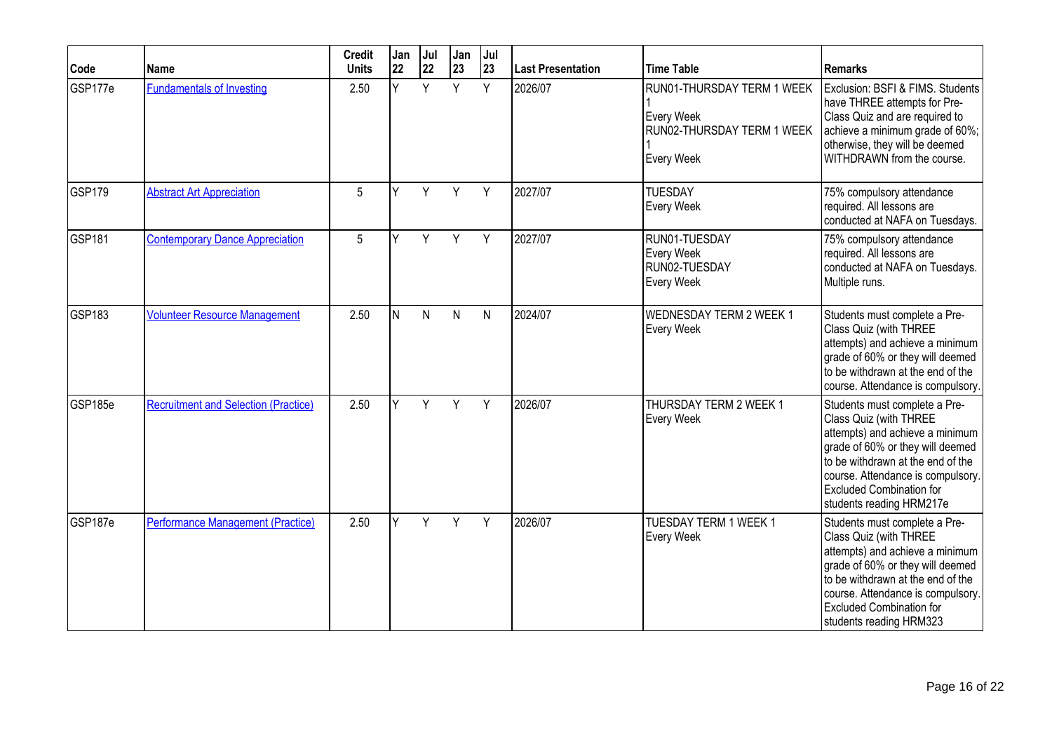| Code | Name | Credit Units | Jan 22 | Jul 22 | Jan 23 | Jul 23 | Last Presentation | Time Table | Remarks |
|---|---|---|---|---|---|---|---|---|---|
| GSP177e | Fundamentals of Investing | 2.50 | Y | Y | Y | Y | 2026/07 | RUN01-THURSDAY TERM 1 WEEK 1<br>Every Week<br>RUN02-THURSDAY TERM 1 WEEK 1<br>Every Week | Exclusion: BSFI & FIMS. Students have THREE attempts for Pre-Class Quiz and are required to achieve a minimum grade of 60%; otherwise, they will be deemed WITHDRAWN from the course. |
| GSP179 | Abstract Art Appreciation | 5 | Y | Y | Y | Y | 2027/07 | TUESDAY<br>Every Week | 75% compulsory attendance required. All lessons are conducted at NAFA on Tuesdays. |
| GSP181 | Contemporary Dance Appreciation | 5 | Y | Y | Y | Y | 2027/07 | RUN01-TUESDAY<br>Every Week<br>RUN02-TUESDAY<br>Every Week | 75% compulsory attendance required. All lessons are conducted at NAFA on Tuesdays. Multiple runs. |
| GSP183 | Volunteer Resource Management | 2.50 | N | N | N | N | 2024/07 | WEDNESDAY TERM 2 WEEK 1<br>Every Week | Students must complete a Pre-Class Quiz (with THREE attempts) and achieve a minimum grade of 60% or they will deemed to be withdrawn at the end of the course. Attendance is compulsory. |
| GSP185e | Recruitment and Selection (Practice) | 2.50 | Y | Y | Y | Y | 2026/07 | THURSDAY TERM 2 WEEK 1<br>Every Week | Students must complete a Pre-Class Quiz (with THREE attempts) and achieve a minimum grade of 60% or they will deemed to be withdrawn at the end of the course. Attendance is compulsory. Excluded Combination for students reading HRM217e |
| GSP187e | Performance Management (Practice) | 2.50 | Y | Y | Y | Y | 2026/07 | TUESDAY TERM 1 WEEK 1<br>Every Week | Students must complete a Pre-Class Quiz (with THREE attempts) and achieve a minimum grade of 60% or they will deemed to be withdrawn at the end of the course. Attendance is compulsory. Excluded Combination for students reading HRM323 |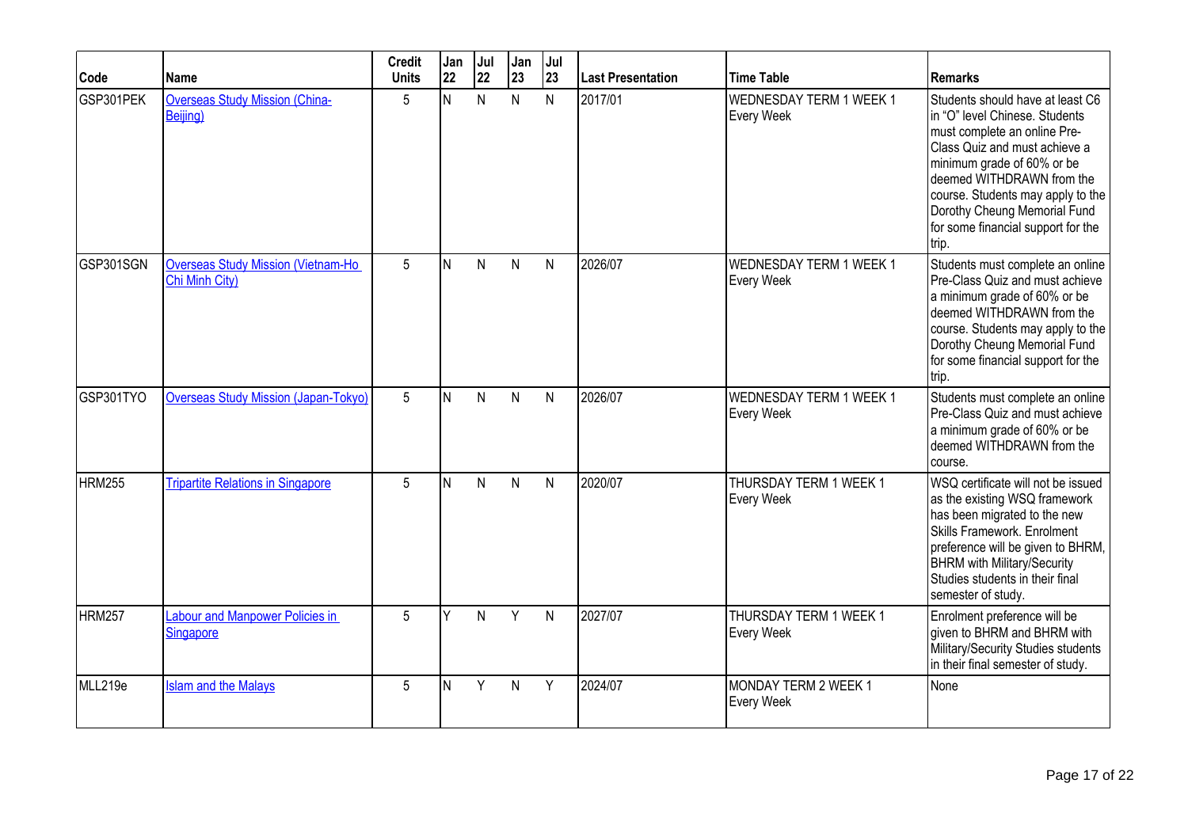| Code | Name | Credit Units | Jan 22 | Jul 22 | Jan 23 | Jul 23 | Last Presentation | Time Table | Remarks |
|---|---|---|---|---|---|---|---|---|---|
| GSP301PEK | Overseas Study Mission (China-Beijing) | 5 | N | N | N | N | 2017/01 | WEDNESDAY TERM 1 WEEK 1 Every Week | Students should have at least C6 in "O" level Chinese. Students must complete an online Pre-Class Quiz and must achieve a minimum grade of 60% or be deemed WITHDRAWN from the course. Students may apply to the Dorothy Cheung Memorial Fund for some financial support for the trip. |
| GSP301SGN | Overseas Study Mission (Vietnam-Ho Chi Minh City) | 5 | N | N | N | N | 2026/07 | WEDNESDAY TERM 1 WEEK 1 Every Week | Students must complete an online Pre-Class Quiz and must achieve a minimum grade of 60% or be deemed WITHDRAWN from the course. Students may apply to the Dorothy Cheung Memorial Fund for some financial support for the trip. |
| GSP301TYO | Overseas Study Mission (Japan-Tokyo) | 5 | N | N | N | N | 2026/07 | WEDNESDAY TERM 1 WEEK 1 Every Week | Students must complete an online Pre-Class Quiz and must achieve a minimum grade of 60% or be deemed WITHDRAWN from the course. |
| HRM255 | Tripartite Relations in Singapore | 5 | N | N | N | N | 2020/07 | THURSDAY TERM 1 WEEK 1 Every Week | WSQ certificate will not be issued as the existing WSQ framework has been migrated to the new Skills Framework. Enrolment preference will be given to BHRM, BHRM with Military/Security Studies students in their final semester of study. |
| HRM257 | Labour and Manpower Policies in Singapore | 5 | Y | N | Y | N | 2027/07 | THURSDAY TERM 1 WEEK 1 Every Week | Enrolment preference will be given to BHRM and BHRM with Military/Security Studies students in their final semester of study. |
| MLL219e | Islam and the Malays | 5 | N | Y | N | Y | 2024/07 | MONDAY TERM 2 WEEK 1 Every Week | None |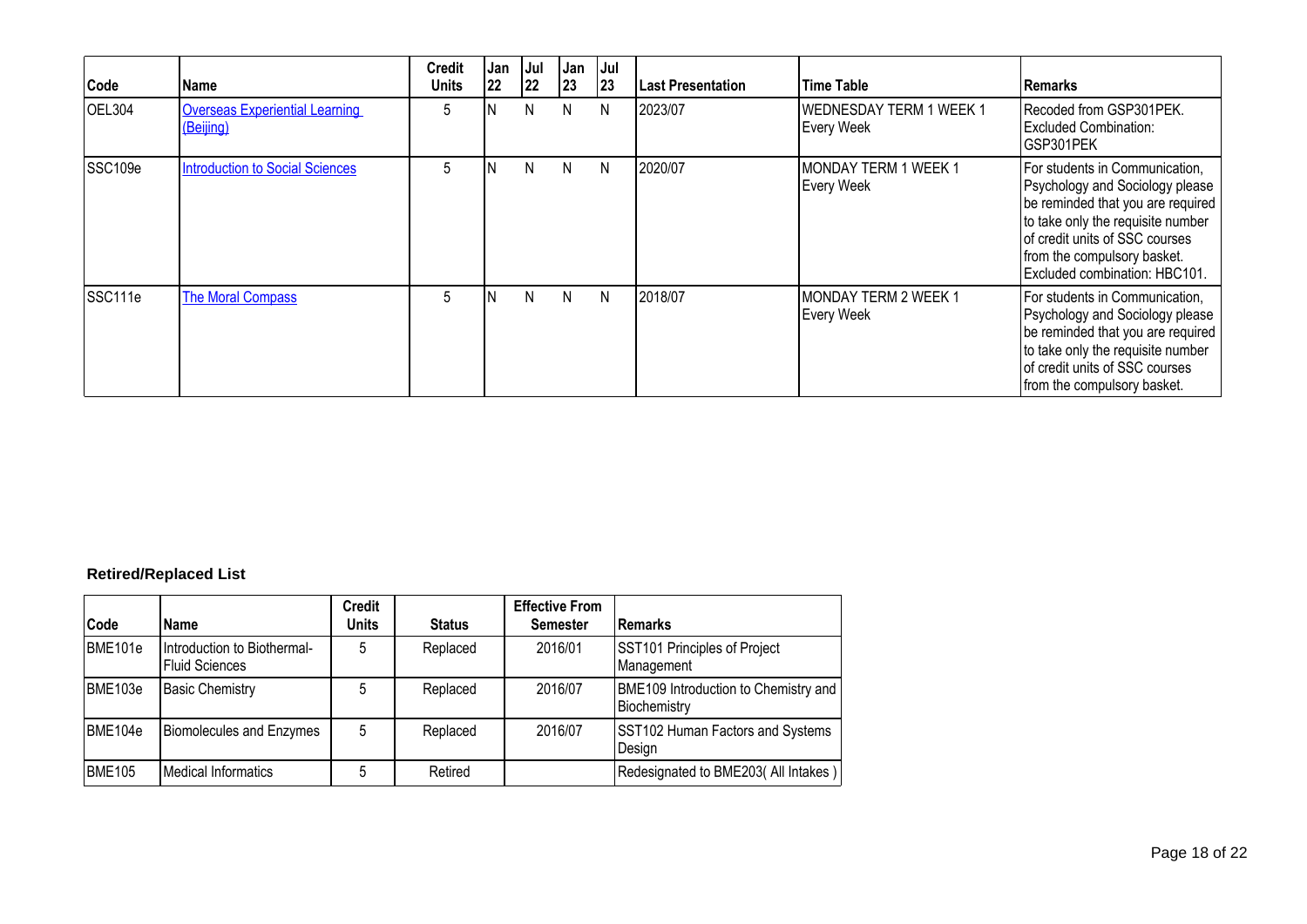| Code | Name | Credit Units | Jan 22 | Jul 22 | Jan 23 | Jul 23 | Last Presentation | Time Table | Remarks |
|---|---|---|---|---|---|---|---|---|---|
| OEL304 | Overseas Experiential Learning (Beijing) | 5 | N | N | N | N | 2023/07 | WEDNESDAY TERM 1 WEEK 1 Every Week | Recoded from GSP301PEK. Excluded Combination: GSP301PEK |
| SSC109e | Introduction to Social Sciences | 5 | N | N | N | N | 2020/07 | MONDAY TERM 1 WEEK 1 Every Week | For students in Communication, Psychology and Sociology please be reminded that you are required to take only the requisite number of credit units of SSC courses from the compulsory basket. Excluded combination: HBC101. |
| SSC111e | The Moral Compass | 5 | N | N | N | N | 2018/07 | MONDAY TERM 2 WEEK 1 Every Week | For students in Communication, Psychology and Sociology please be reminded that you are required to take only the requisite number of credit units of SSC courses from the compulsory basket. |

### Retired/Replaced List

| Code | Name | Credit Units | Status | Effective From Semester | Remarks |
|---|---|---|---|---|---|
| BME101e | Introduction to Biothermal-Fluid Sciences | 5 | Replaced | 2016/01 | SST101 Principles of Project Management |
| BME103e | Basic Chemistry | 5 | Replaced | 2016/07 | BME109 Introduction to Chemistry and Biochemistry |
| BME104e | Biomolecules and Enzymes | 5 | Replaced | 2016/07 | SST102 Human Factors and Systems Design |
| BME105 | Medical Informatics | 5 | Retired | | Redesignated to BME203( All Intakes ) |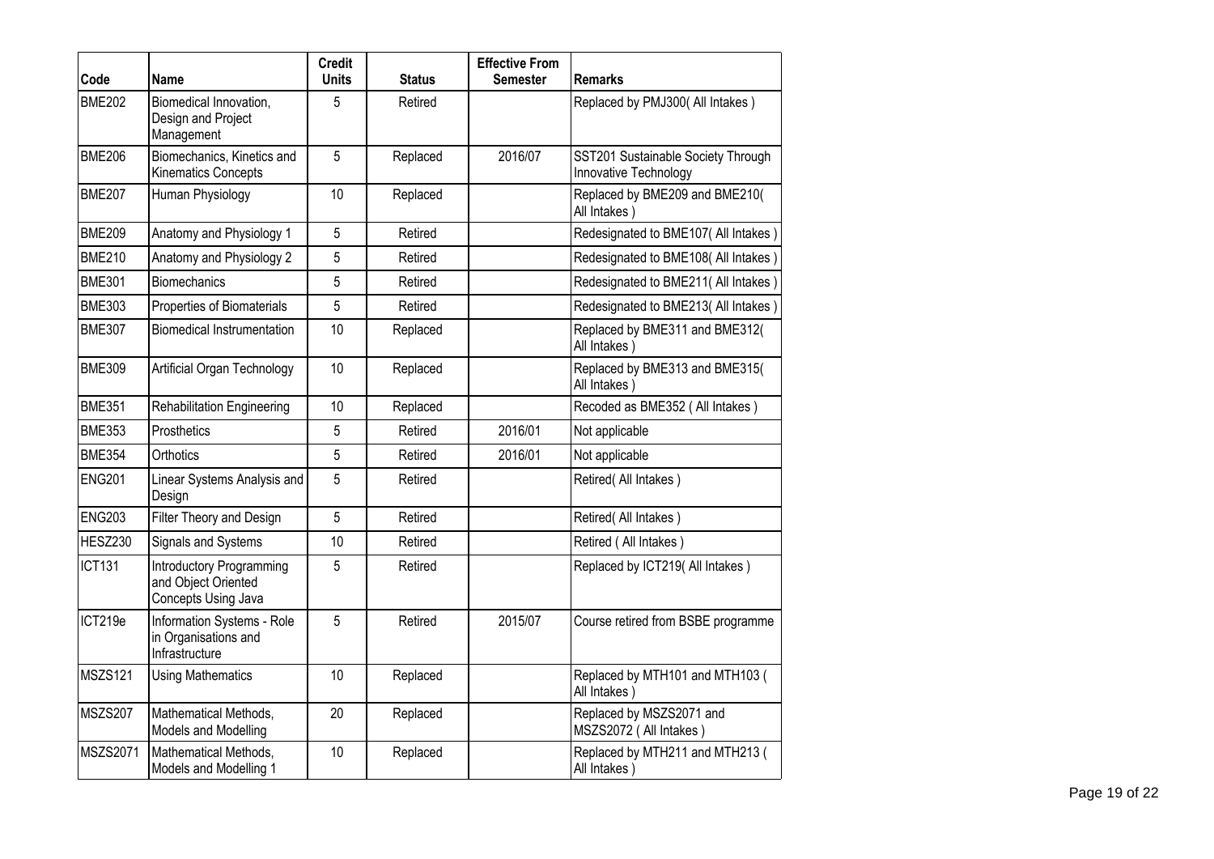| Code | Name | Credit Units | Status | Effective From Semester | Remarks |
|---|---|---|---|---|---|
| BME202 | Biomedical Innovation, Design and Project Management | 5 | Retired | | Replaced by PMJ300( All Intakes ) |
| BME206 | Biomechanics, Kinetics and Kinematics Concepts | 5 | Replaced | 2016/07 | SST201 Sustainable Society Through Innovative Technology |
| BME207 | Human Physiology | 10 | Replaced | | Replaced by BME209 and BME210( All Intakes ) |
| BME209 | Anatomy and Physiology 1 | 5 | Retired | | Redesignated to BME107( All Intakes ) |
| BME210 | Anatomy and Physiology 2 | 5 | Retired | | Redesignated to BME108( All Intakes ) |
| BME301 | Biomechanics | 5 | Retired | | Redesignated to BME211( All Intakes ) |
| BME303 | Properties of Biomaterials | 5 | Retired | | Redesignated to BME213( All Intakes ) |
| BME307 | Biomedical Instrumentation | 10 | Replaced | | Replaced by BME311 and BME312( All Intakes ) |
| BME309 | Artificial Organ Technology | 10 | Replaced | | Replaced by BME313 and BME315( All Intakes ) |
| BME351 | Rehabilitation Engineering | 10 | Replaced | | Recoded as BME352 ( All Intakes ) |
| BME353 | Prosthetics | 5 | Retired | 2016/01 | Not applicable |
| BME354 | Orthotics | 5 | Retired | 2016/01 | Not applicable |
| ENG201 | Linear Systems Analysis and Design | 5 | Retired | | Retired( All Intakes ) |
| ENG203 | Filter Theory and Design | 5 | Retired | | Retired( All Intakes ) |
| HESZ230 | Signals and Systems | 10 | Retired | | Retired ( All Intakes ) |
| ICT131 | Introductory Programming and Object Oriented Concepts Using Java | 5 | Retired | | Replaced by ICT219( All Intakes ) |
| ICT219e | Information Systems - Role in Organisations and Infrastructure | 5 | Retired | 2015/07 | Course retired from BSBE programme |
| MSZS121 | Using Mathematics | 10 | Replaced | | Replaced by MTH101 and MTH103 ( All Intakes ) |
| MSZS207 | Mathematical Methods, Models and Modelling | 20 | Replaced | | Replaced by MSZS2071 and MSZS2072 ( All Intakes ) |
| MSZS2071 | Mathematical Methods, Models and Modelling 1 | 10 | Replaced | | Replaced by MTH211 and MTH213 ( All Intakes ) |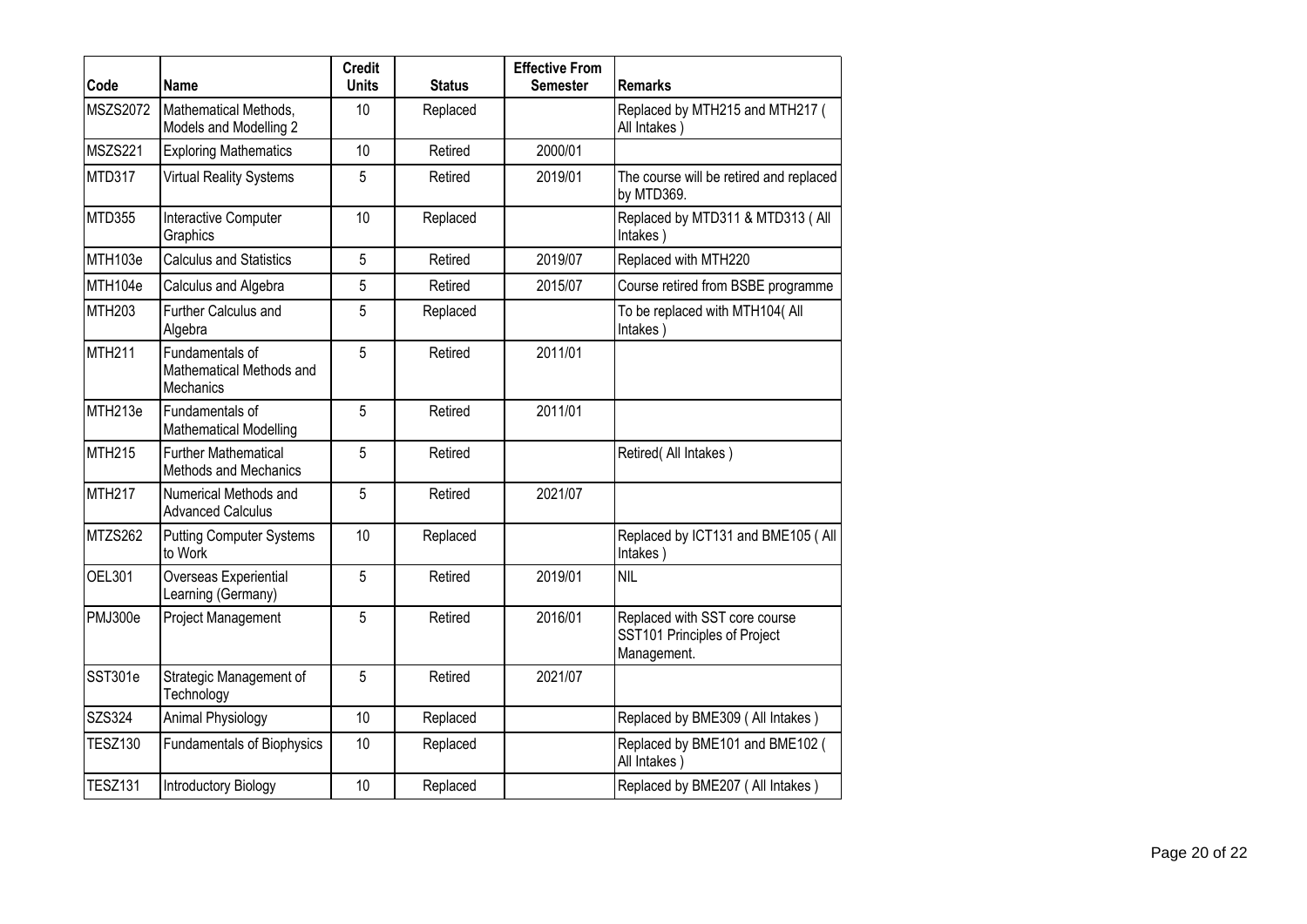| Code | Name | Credit Units | Status | Effective From Semester | Remarks |
|---|---|---|---|---|---|
| MSZS2072 | Mathematical Methods, Models and Modelling 2 | 10 | Replaced | | Replaced by MTH215 and MTH217 ( All Intakes ) |
| MSZS221 | Exploring Mathematics | 10 | Retired | 2000/01 | |
| MTD317 | Virtual Reality Systems | 5 | Retired | 2019/01 | The course will be retired and replaced by MTD369. |
| MTD355 | Interactive Computer Graphics | 10 | Replaced | | Replaced by MTD311 & MTD313 ( All Intakes ) |
| MTH103e | Calculus and Statistics | 5 | Retired | 2019/07 | Replaced with MTH220 |
| MTH104e | Calculus and Algebra | 5 | Retired | 2015/07 | Course retired from BSBE programme |
| MTH203 | Further Calculus and Algebra | 5 | Replaced | | To be replaced with MTH104( All Intakes ) |
| MTH211 | Fundamentals of Mathematical Methods and Mechanics | 5 | Retired | 2011/01 | |
| MTH213e | Fundamentals of Mathematical Modelling | 5 | Retired | 2011/01 | |
| MTH215 | Further Mathematical Methods and Mechanics | 5 | Retired | | Retired( All Intakes ) |
| MTH217 | Numerical Methods and Advanced Calculus | 5 | Retired | 2021/07 | |
| MTZS262 | Putting Computer Systems to Work | 10 | Replaced | | Replaced by ICT131 and BME105 ( All Intakes ) |
| OEL301 | Overseas Experiential Learning (Germany) | 5 | Retired | 2019/01 | NIL |
| PMJ300e | Project Management | 5 | Retired | 2016/01 | Replaced with SST core course SST101 Principles of Project Management. |
| SST301e | Strategic Management of Technology | 5 | Retired | 2021/07 | |
| SZS324 | Animal Physiology | 10 | Replaced | | Replaced by BME309 ( All Intakes ) |
| TESZ130 | Fundamentals of Biophysics | 10 | Replaced | | Replaced by BME101 and BME102 ( All Intakes ) |
| TESZ131 | Introductory Biology | 10 | Replaced | | Replaced by BME207 ( All Intakes ) |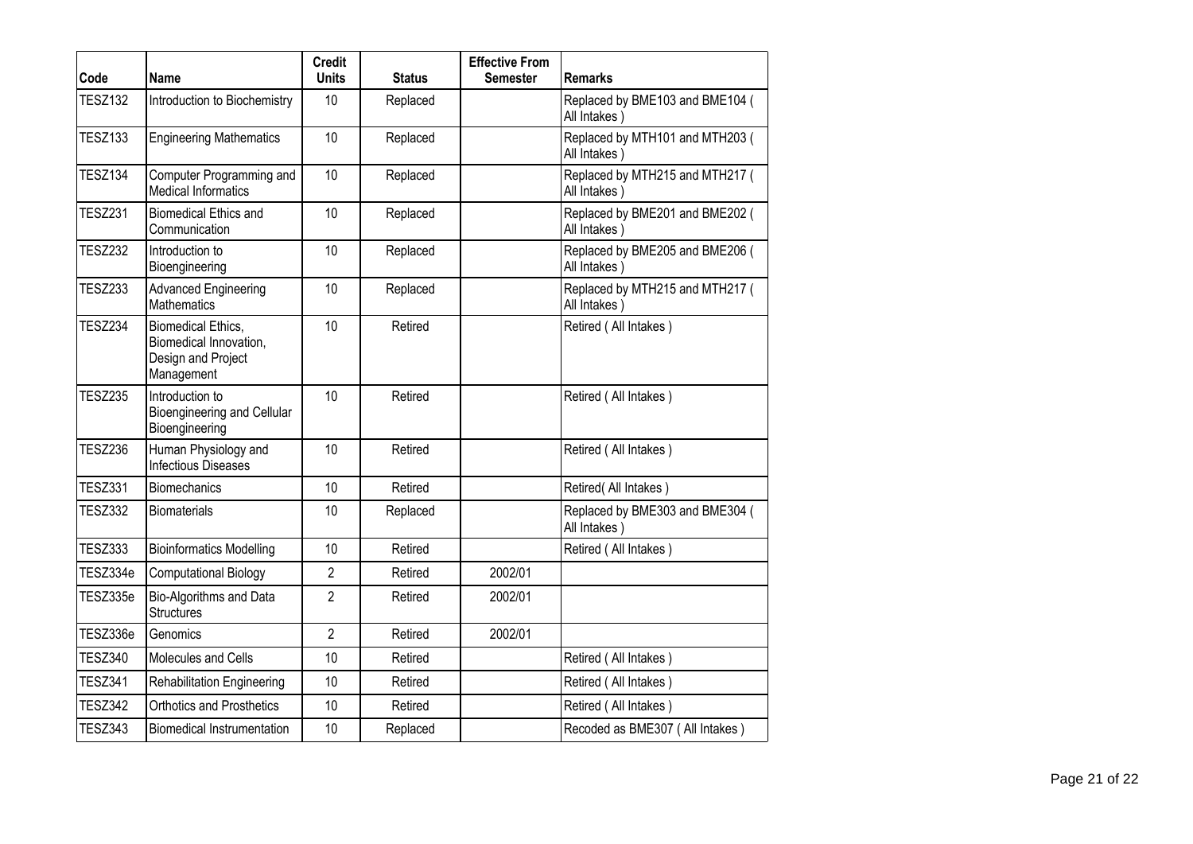| Code | Name | Credit Units | Status | Effective From Semester | Remarks |
|---|---|---|---|---|---|
| TESZ132 | Introduction to Biochemistry | 10 | Replaced | | Replaced by BME103 and BME104 ( All Intakes ) |
| TESZ133 | Engineering Mathematics | 10 | Replaced | | Replaced by MTH101 and MTH203 ( All Intakes ) |
| TESZ134 | Computer Programming and Medical Informatics | 10 | Replaced | | Replaced by MTH215 and MTH217 ( All Intakes ) |
| TESZ231 | Biomedical Ethics and Communication | 10 | Replaced | | Replaced by BME201 and BME202 ( All Intakes ) |
| TESZ232 | Introduction to Bioengineering | 10 | Replaced | | Replaced by BME205 and BME206 ( All Intakes ) |
| TESZ233 | Advanced Engineering Mathematics | 10 | Replaced | | Replaced by MTH215 and MTH217 ( All Intakes ) |
| TESZ234 | Biomedical Ethics, Biomedical Innovation, Design and Project Management | 10 | Retired | | Retired ( All Intakes ) |
| TESZ235 | Introduction to Bioengineering and Cellular Bioengineering | 10 | Retired | | Retired ( All Intakes ) |
| TESZ236 | Human Physiology and Infectious Diseases | 10 | Retired | | Retired ( All Intakes ) |
| TESZ331 | Biomechanics | 10 | Retired | | Retired( All Intakes ) |
| TESZ332 | Biomaterials | 10 | Replaced | | Replaced by BME303 and BME304 ( All Intakes ) |
| TESZ333 | Bioinformatics Modelling | 10 | Retired | | Retired ( All Intakes ) |
| TESZ334e | Computational Biology | 2 | Retired | 2002/01 | |
| TESZ335e | Bio-Algorithms and Data Structures | 2 | Retired | 2002/01 | |
| TESZ336e | Genomics | 2 | Retired | 2002/01 | |
| TESZ340 | Molecules and Cells | 10 | Retired | | Retired ( All Intakes ) |
| TESZ341 | Rehabilitation Engineering | 10 | Retired | | Retired ( All Intakes ) |
| TESZ342 | Orthotics and Prosthetics | 10 | Retired | | Retired ( All Intakes ) |
| TESZ343 | Biomedical Instrumentation | 10 | Replaced | | Recoded as BME307 ( All Intakes ) |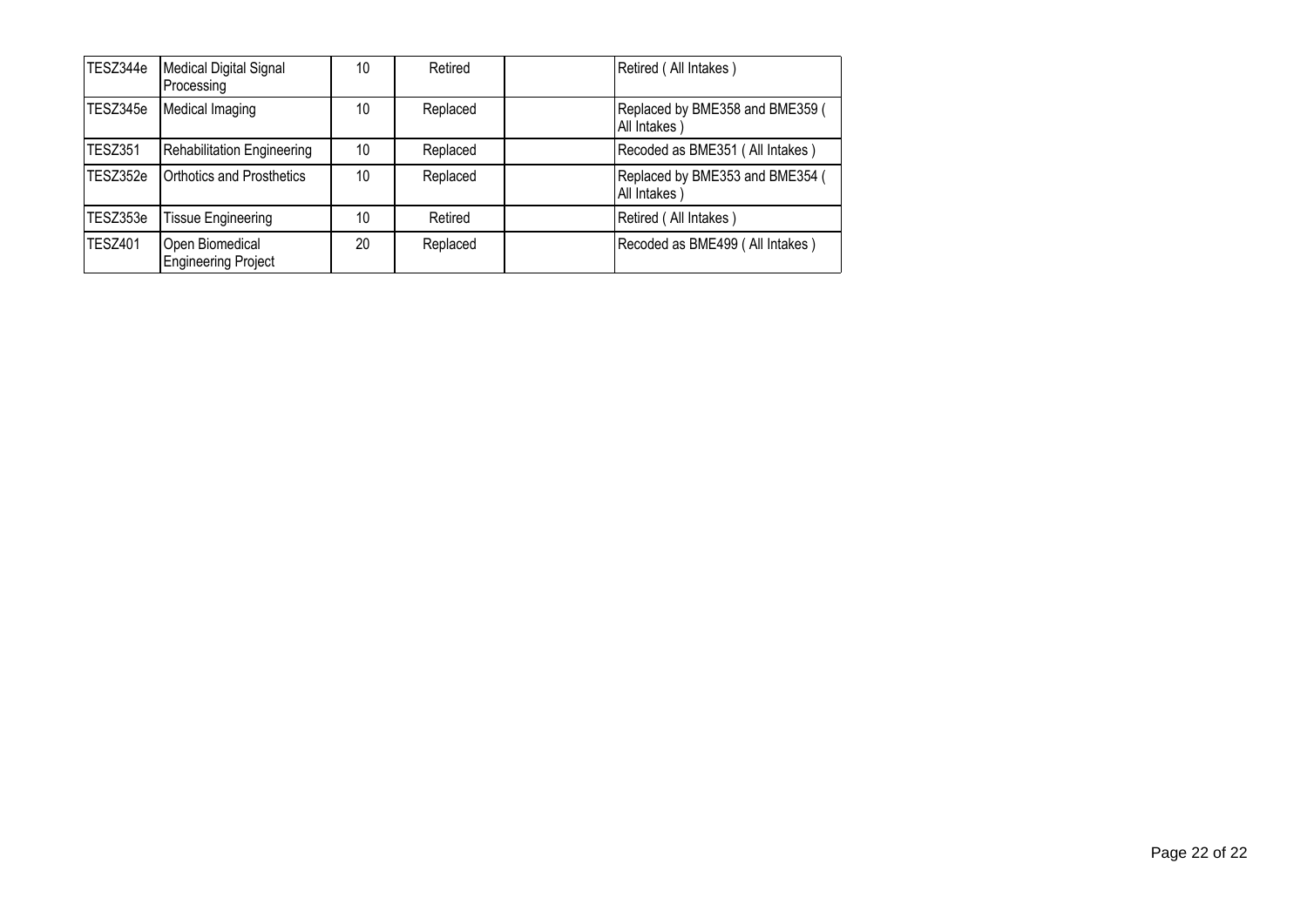| | | | | | |
|---|---|---|---|---|---|
| TESZ344e | Medical Digital Signal Processing | 10 | Retired | | Retired ( All Intakes ) |
| TESZ345e | Medical Imaging | 10 | Replaced | | Replaced by BME358 and BME359 ( All Intakes ) |
| TESZ351 | Rehabilitation Engineering | 10 | Replaced | | Recoded as BME351 ( All Intakes ) |
| TESZ352e | Orthotics and Prosthetics | 10 | Replaced | | Replaced by BME353 and BME354 ( All Intakes ) |
| TESZ353e | Tissue Engineering | 10 | Retired | | Retired ( All Intakes ) |
| TESZ401 | Open Biomedical Engineering Project | 20 | Replaced | | Recoded as BME499 ( All Intakes ) |